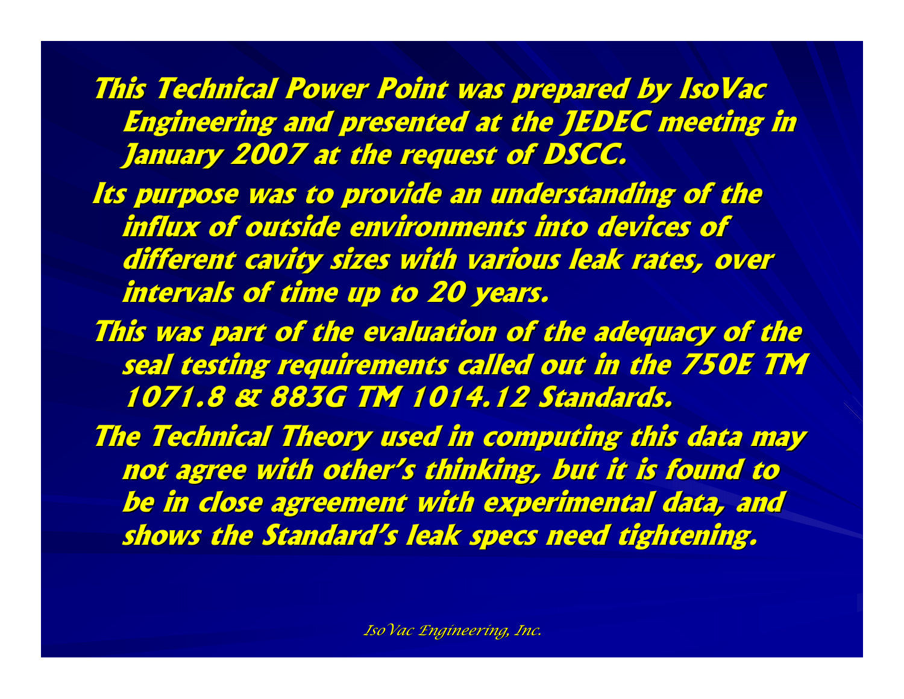This Technical Power Point was prepared by IsoVac Engineering and presented at the JEDEC meeting in January 2007 at the request of DSCC.

Its purpose was to provide an understanding of the influx of outside environments into devices of different cavity sizes with various leak rates, over intervals of time up to 20 years.

This was part of the evaluation of the adequacy of the seal testing requirements called out in the 750E TM 1071.8 & 883G TM 1014.12 Standards.

The Technical Theory used in computing this data may not agree with other's thinking, but it is found to be in close agreement with experimental data, and shows the Standard's leak specs need tightening.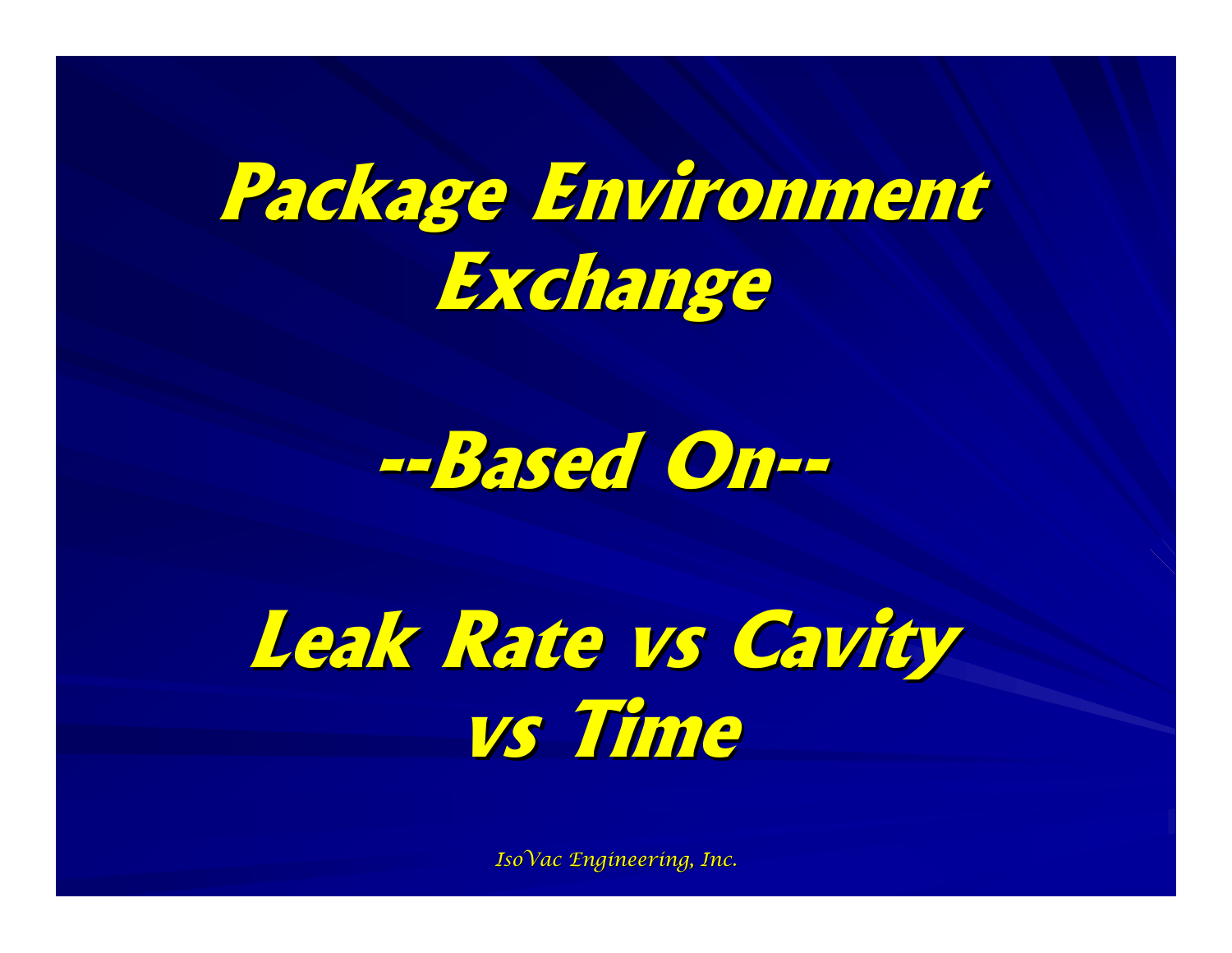# Package Environment Exchange

## --Based On--

## Leak Rate vs Cavity vs Time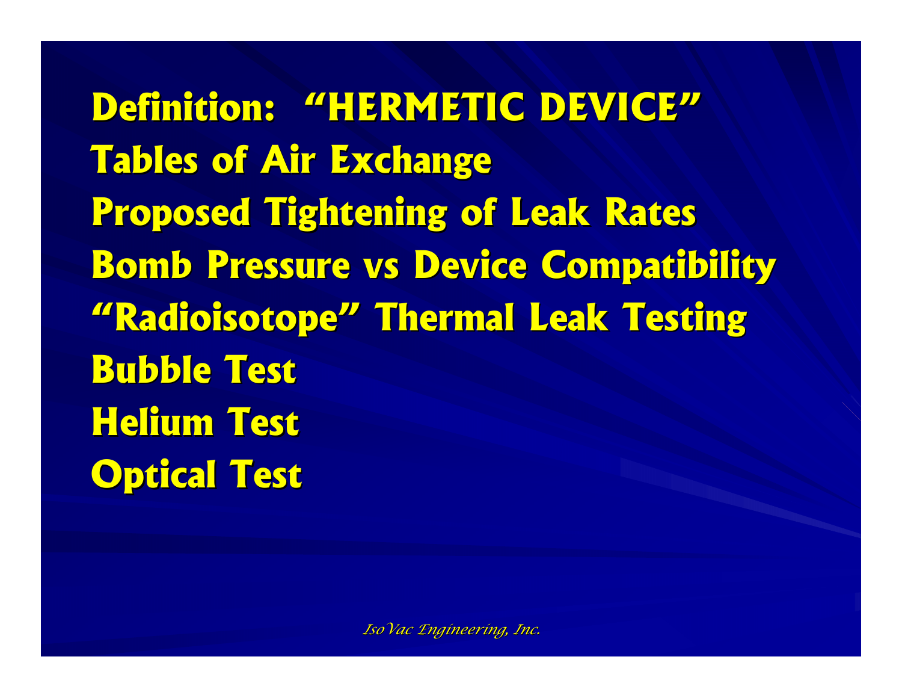**Definition: "HERMETIC DEVICE"**

**Tables of Air Exchange**

**Proposed Tightening of Leak Rates**

**Bomb Pressure vs Device Compatibility**

**"Radioisotope" Thermal Leak Testing**

**Bubble Test**

**Helium Test**

**Optical Test**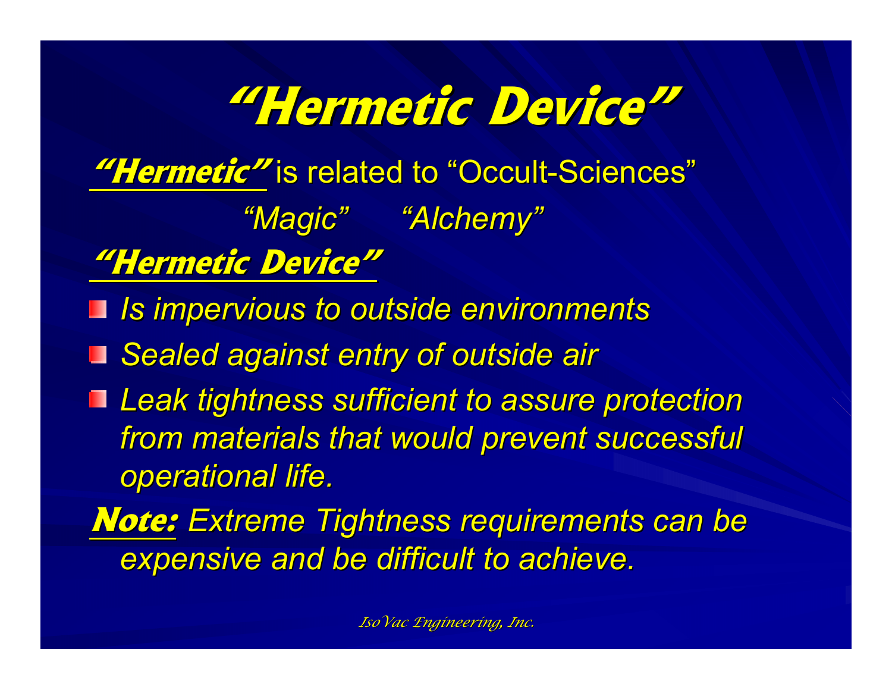# "Hermetic Device"

<u>***"Hermetic"***</u> is related to "Occult-Sciences"

*"Magic"* *"Alchemy"*

<u>***"Hermetic Device"***</u>

- *Is impervious to outside environments*
- *Sealed against entry of outside air*
- *Leak tightness sufficient to assure protection from materials that would prevent successful operational life.*

<u>***Note:***</u> *Extreme Tightness requirements can be expensive and be difficult to achieve.*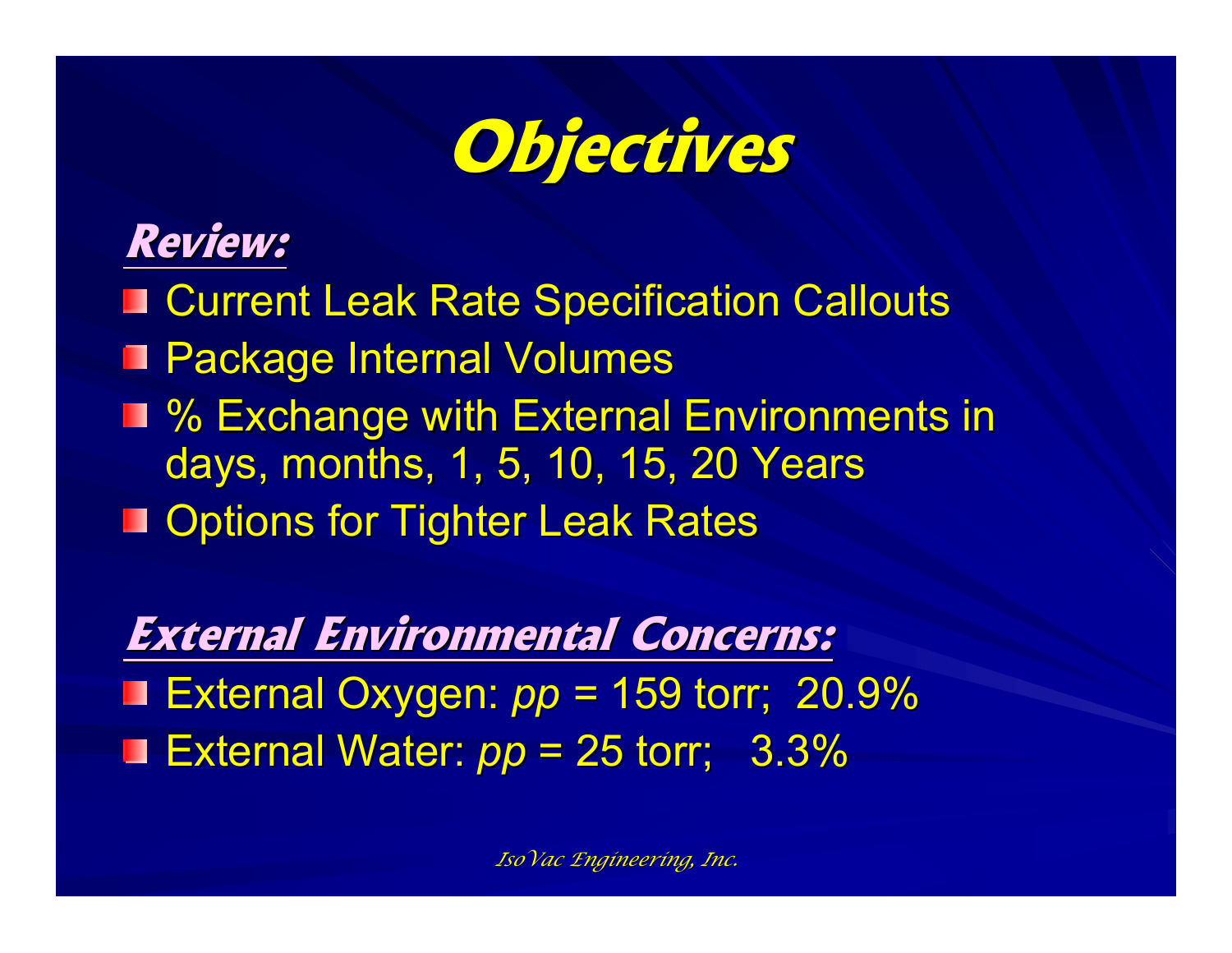# Objectives

## Review:

- Current Leak Rate Specification Callouts
- Package Internal Volumes
- % Exchange with External Environments in days, months, 1, 5, 10, 15, 20 Years
- Options for Tighter Leak Rates

## External Environmental Concerns:

- External Oxygen: *pp* = 159 torr;  20.9%
- External Water: *pp* = 25 torr;   3.3%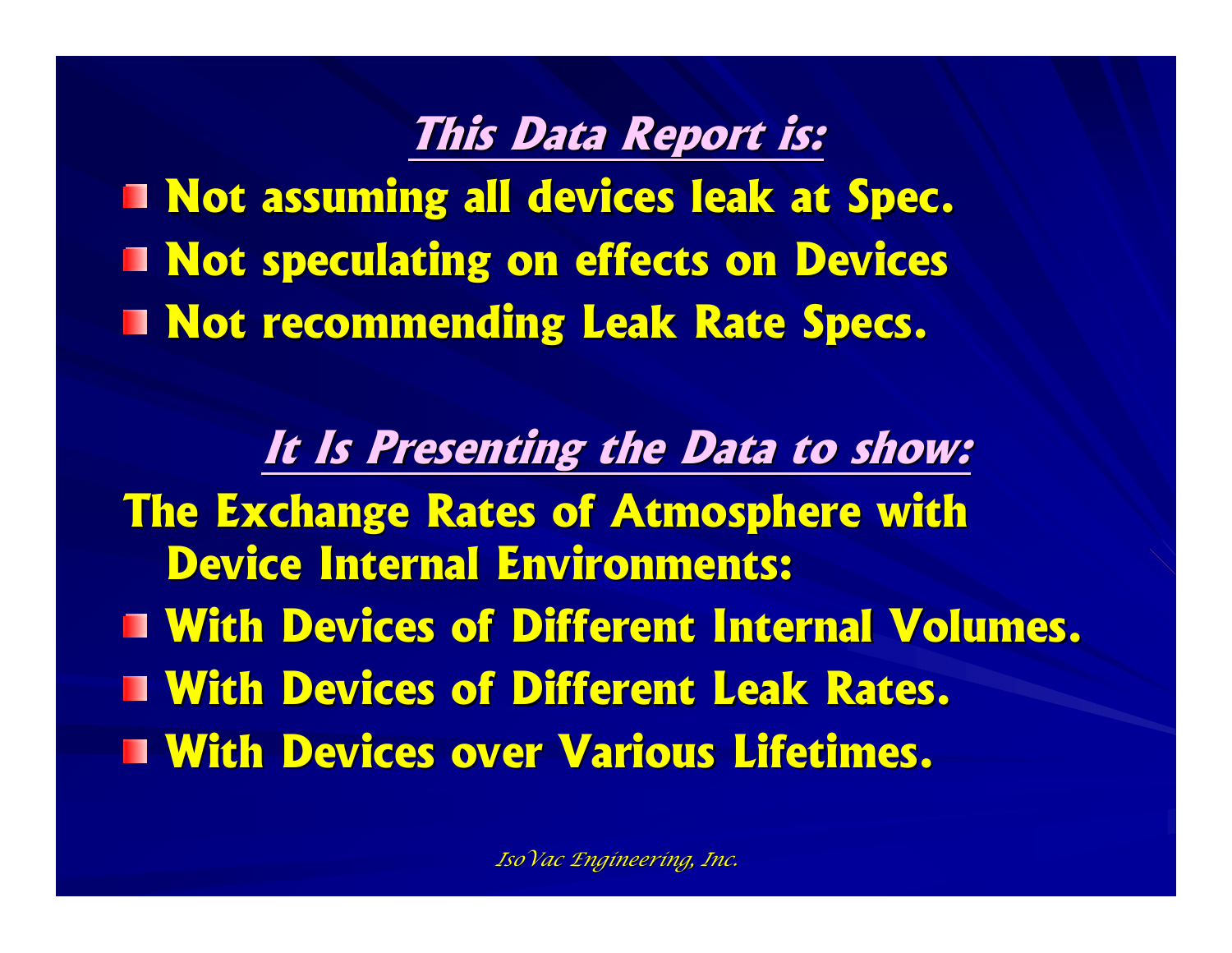## *This Data Report is:*

- **Not assuming all devices leak at Spec.**
- **Not speculating on effects on Devices**
- **Not recommending Leak Rate Specs.**

## *It Is Presenting the Data to show:*

**The Exchange Rates of Atmosphere with Device Internal Environments:**

- **With Devices of Different Internal Volumes.**
- **With Devices of Different Leak Rates.**
- **With Devices over Various Lifetimes.**

*IsoVac Engineering, Inc.*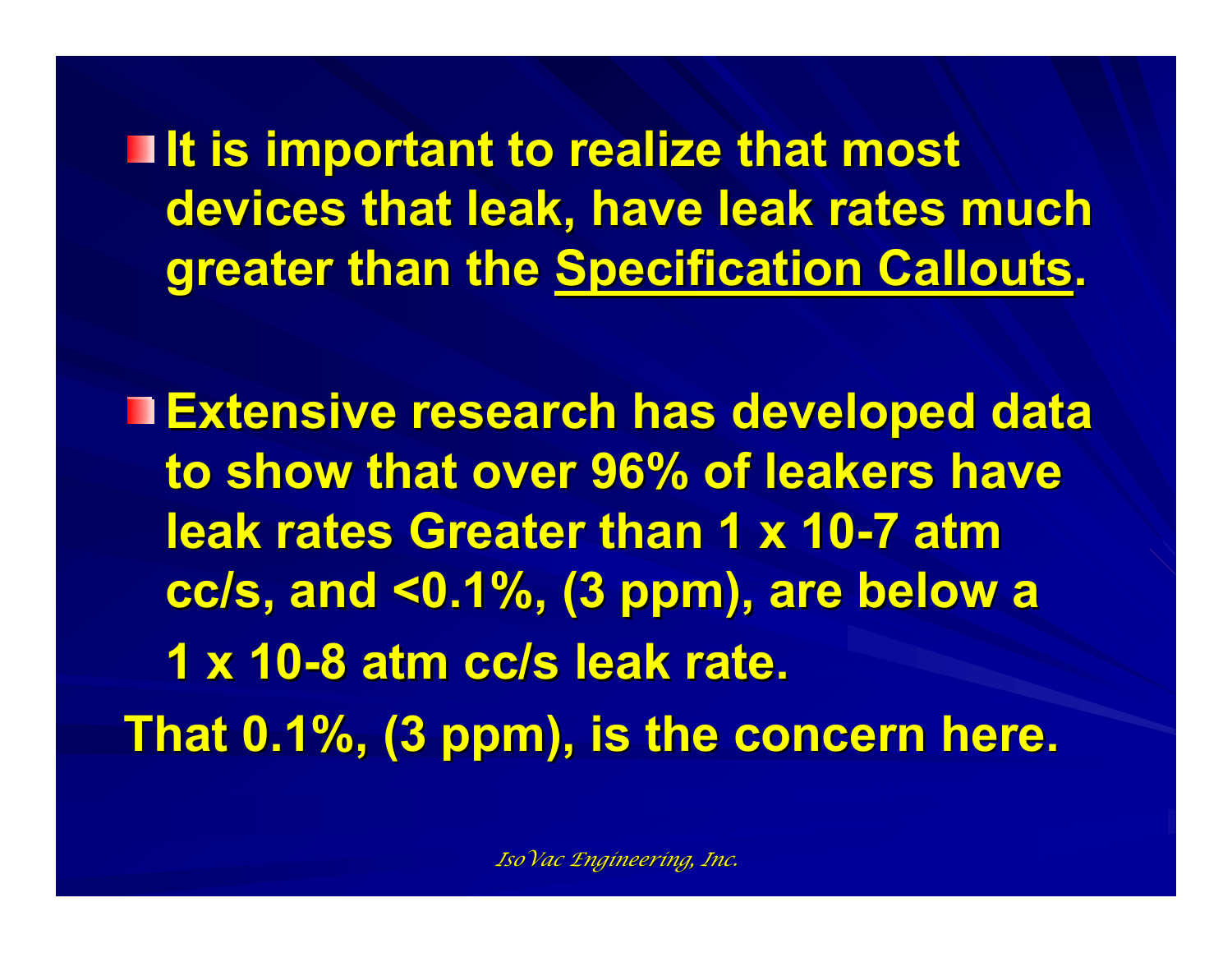- **It is important to realize that most devices that leak, have leak rates much greater than the <u>Specification Callouts</u>.**

- **Extensive research has developed data to show that over 96% of leakers have leak rates Greater than 1 x 10-7 atm cc/s, and <0.1%, (3 ppm), are below a 1 x 10-8 atm cc/s leak rate.**

**That 0.1%, (3 ppm), is the concern here.**

*IsoVac Engineering, Inc.*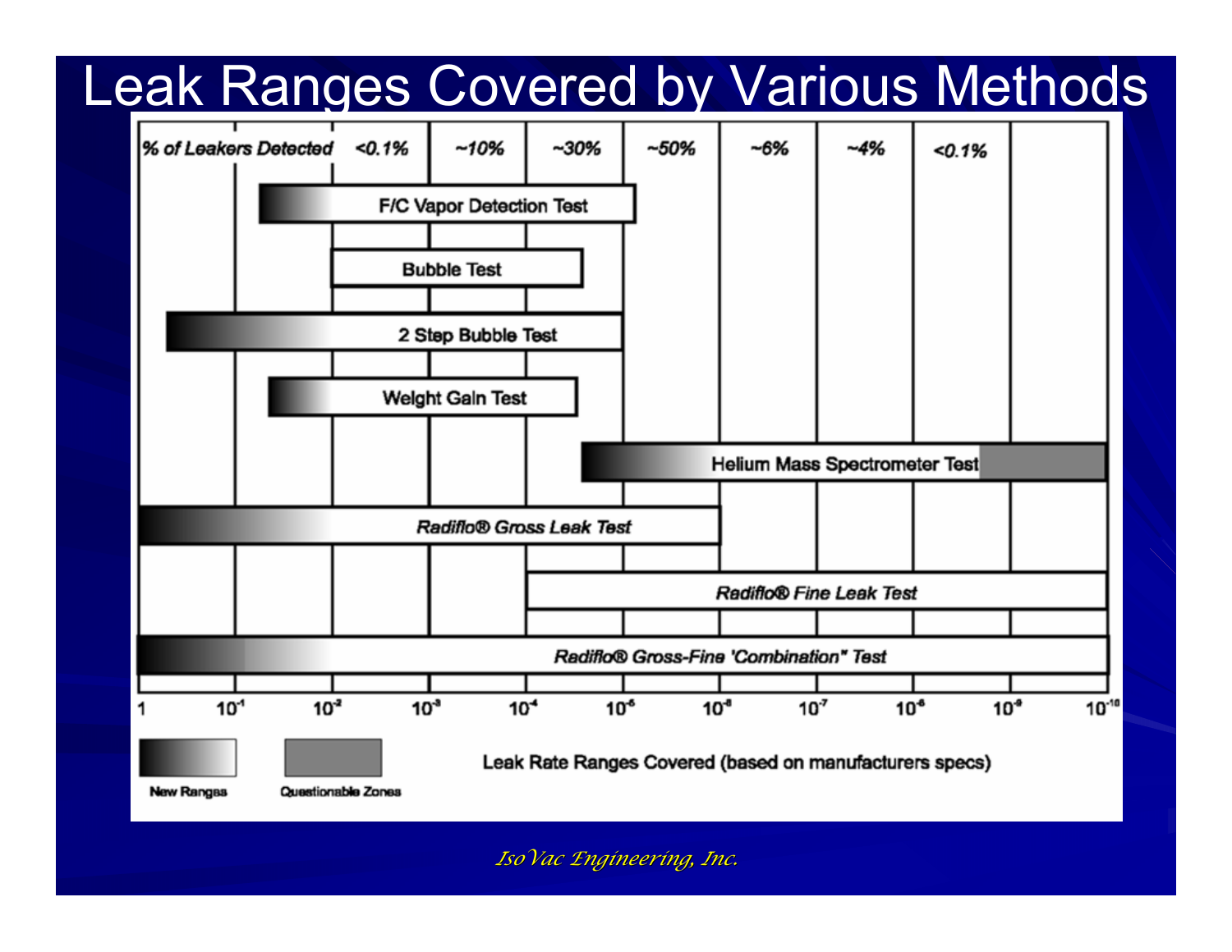# Leak Ranges Covered by Various Methods

| % of Leakers Detected | <0.1% | ~10% | ~30% | ~50% | ~6% | ~4% | <0.1% | |
|---|---|---|---|---|---|---|---|---|

- F/C Vapor Detection Test
- Bubble Test
- 2 Step Bubble Test
- Weight Gain Test
- Helium Mass Spectrometer Test
- *Radiflo® Gross Leak Test*
- *Radiflo® Fine Leak Test*
- *Radiflo® Gross-Fine 'Combination" Test*

1 &nbsp; $10^{-1}$ &nbsp; $10^{-2}$ &nbsp; $10^{-3}$ &nbsp; $10^{-4}$ &nbsp; $10^{-5}$ &nbsp; $10^{-6}$ &nbsp; $10^{-7}$ &nbsp; $10^{-8}$ &nbsp; $10^{-9}$ &nbsp; $10^{-10}$

Leak Rate Ranges Covered (based on manufacturers specs)

New Ranges &nbsp;&nbsp; Questionable Zones

*IsoVac Engineering, Inc.*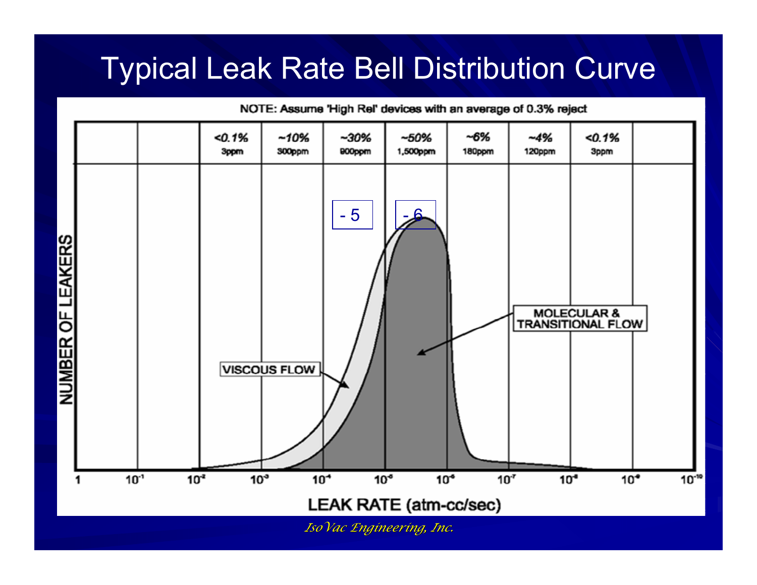# Typical Leak Rate Bell Distribution Curve

NOTE: Assume 'High Rel' devices with an average of 0.3% reject

| | | | | | | | | | |
|---|---|---|---|---|---|---|---|---|---|
| | | <0.1% 3ppm | ~10% 300ppm | ~30% 900ppm | ~50% 1,500ppm | ~6% 180ppm | ~4% 120ppm | <0.1% 3ppm | |

- 5
- 6

VISCOUS FLOW

MOLECULAR & TRANSITIONAL FLOW

NUMBER OF LEAKERS

1 $10^{-1}$ $10^{-2}$ $10^{-3}$ $10^{-4}$ $10^{-5}$ $10^{-6}$ $10^{-7}$ $10^{-8}$ $10^{-9}$ $10^{-10}$

LEAK RATE (atm-cc/sec)

*IsoVac Engineering, Inc.*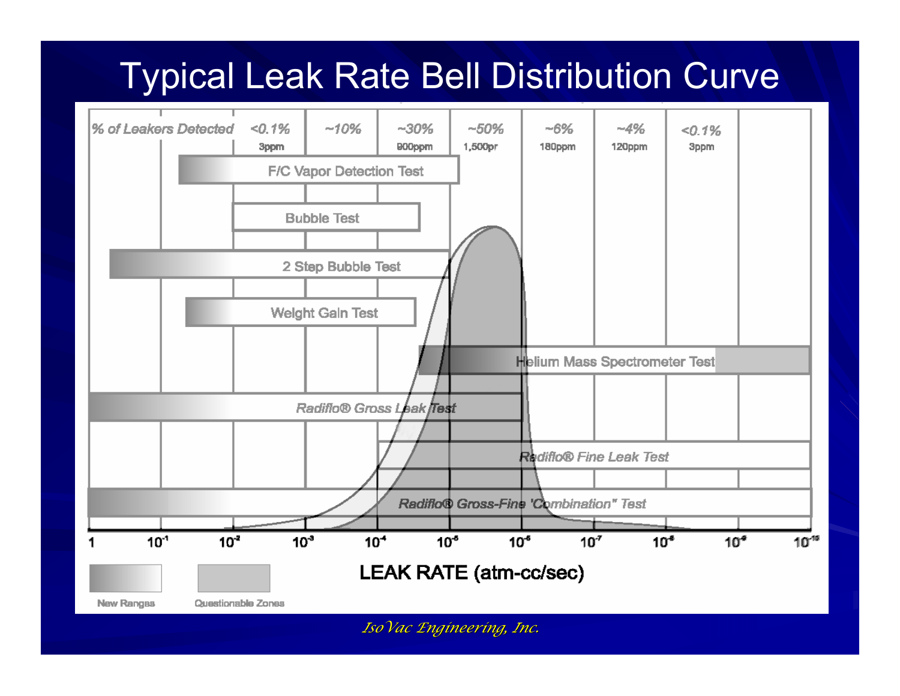# Typical Leak Rate Bell Distribution Curve

| % of Leakers Detected | <0.1% | ~10% | ~30% | ~50% | ~6% | ~4% | <0.1% |
|---|---|---|---|---|---|---|---|
| | 3ppm | | 900ppm | 1,500pr | 180ppm | 120ppm | 3ppm |

- F/C Vapor Detection Test
- Bubble Test
- 2 Step Bubble Test
- Weight Gain Test
- Helium Mass Spectrometer Test
- *Radiflo® Gross Leak Test*
- *Radiflo® Fine Leak Test*
- *Radiflo® Gross-Fine 'Combination" Test*

Leak rate axis: 1, $10^{-1}$, $10^{-2}$, $10^{-3}$, $10^{-4}$, $10^{-5}$, $10^{-6}$, $10^{-7}$, $10^{-8}$, $10^{-9}$, $10^{-10}$

**LEAK RATE (atm-cc/sec)**

Legend: New Ranges; Questionable Zones

*IsoVac Engineering, Inc.*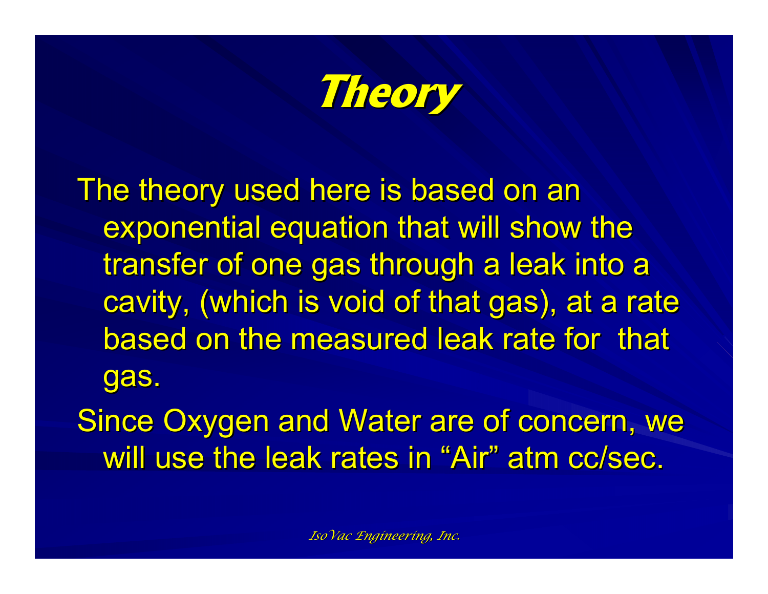# Theory

The theory used here is based on an exponential equation that will show the transfer of one gas through a leak into a cavity, (which is void of that gas), at a rate based on the measured leak rate for that gas.

Since Oxygen and Water are of concern, we will use the leak rates in “Air” atm cc/sec.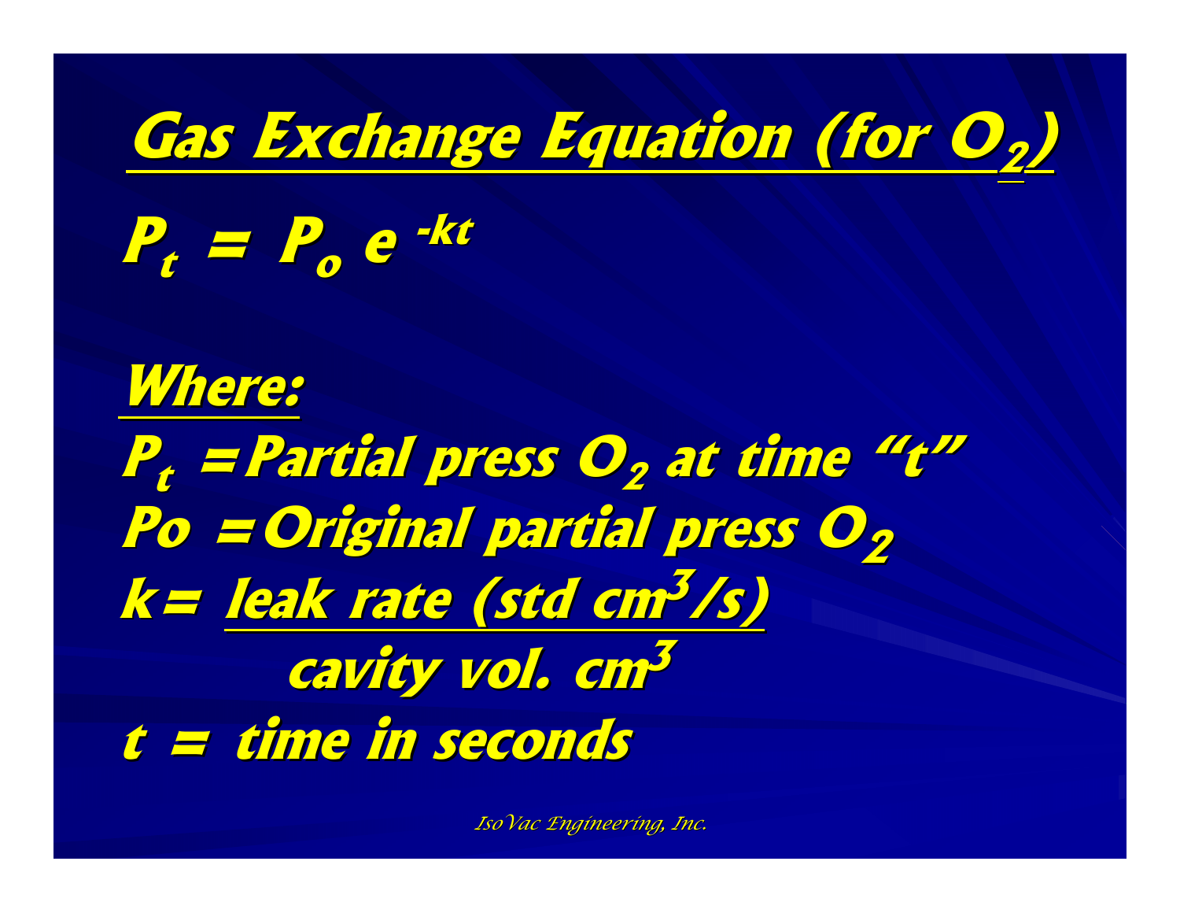## Gas Exchange Equation (for $O_2$)

$$P_t = P_o e^{-kt}$$

**Where:**

$P_t$ = Partial press $O_2$ at time "t"

Po = Original partial press $O_2$

$$k = \frac{\text{leak rate (std cm}^3\text{/s)}}{\text{cavity vol. cm}^3}$$

t = time in seconds

*IsoVac Engineering, Inc.*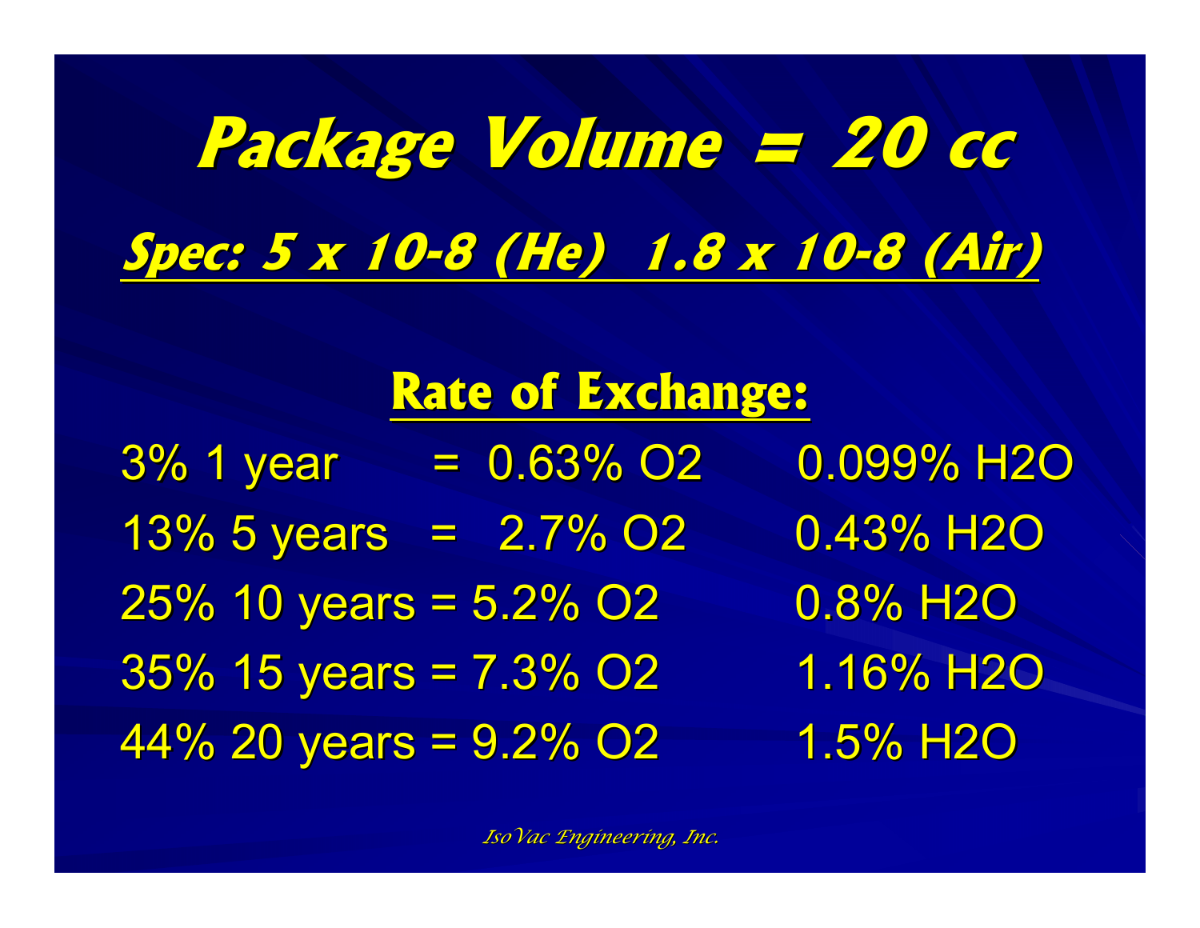# Package Volume = 20 cc

## Spec: 5 x 10-8 (He) 1.8 x 10-8 (Air)

### Rate of Exchange:

3% 1 year = 0.63% $O_2$ 0.099% $H_2O$

13% 5 years = 2.7% $O_2$ 0.43% $H_2O$

25% 10 years = 5.2% $O_2$ 0.8% $H_2O$

35% 15 years = 7.3% $O_2$ 1.16% $H_2O$

44% 20 years = 9.2% $O_2$ 1.5% $H_2O$

*IsoVac Engineering, Inc.*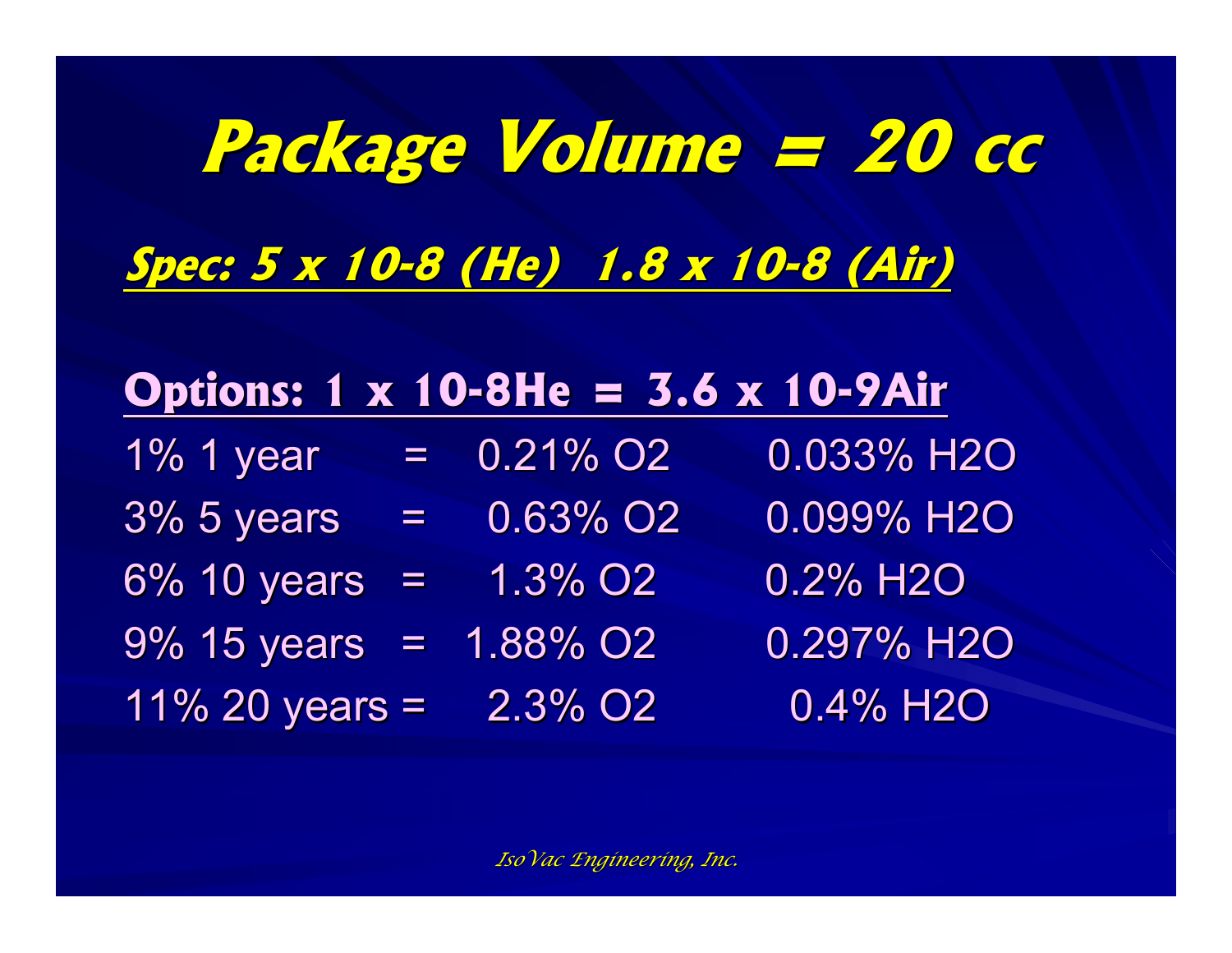# Package Volume = 20 cc

***Spec: 5 x 10-8 (He) 1.8 x 10-8 (Air)***

**Options: 1 x 10-8He = 3.6 x 10-9Air**

| | | | |
|---|---|---|---|
| 1% 1 year | = | 0.21% $O_2$ | 0.033% $H_2O$ |
| 3% 5 years | = | 0.63% $O_2$ | 0.099% $H_2O$ |
| 6% 10 years | = | 1.3% $O_2$ | 0.2% $H_2O$ |
| 9% 15 years | = | 1.88% $O_2$ | 0.297% $H_2O$ |
| 11% 20 years | = | 2.3% $O_2$ | 0.4% $H_2O$ |

*IsoVac Engineering, Inc.*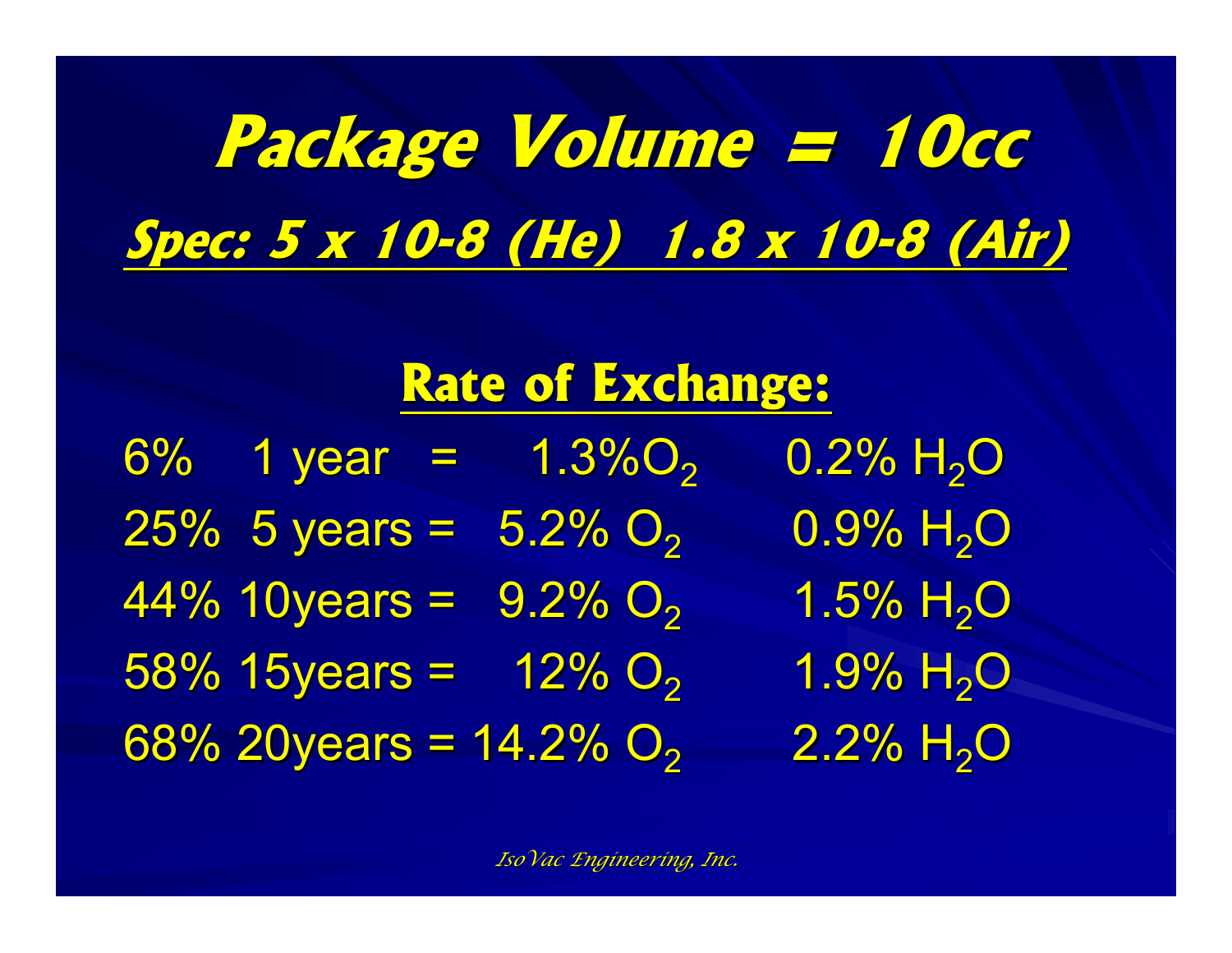# Package Volume = 10cc

## Spec: 5 x 10-8 (He) 1.8 x 10-8 (Air)

### Rate of Exchange:

| | | | | |
|---|---|---|---|---|
| 6% | 1 year | = | 1.3% $O_2$ | 0.2% $H_2O$ |
| 25% | 5 years | = | 5.2% $O_2$ | 0.9% $H_2O$ |
| 44% | 10years | = | 9.2% $O_2$ | 1.5% $H_2O$ |
| 58% | 15years | = | 12% $O_2$ | 1.9% $H_2O$ |
| 68% | 20years | = | 14.2% $O_2$ | 2.2% $H_2O$ |

*IsoVac Engineering, Inc.*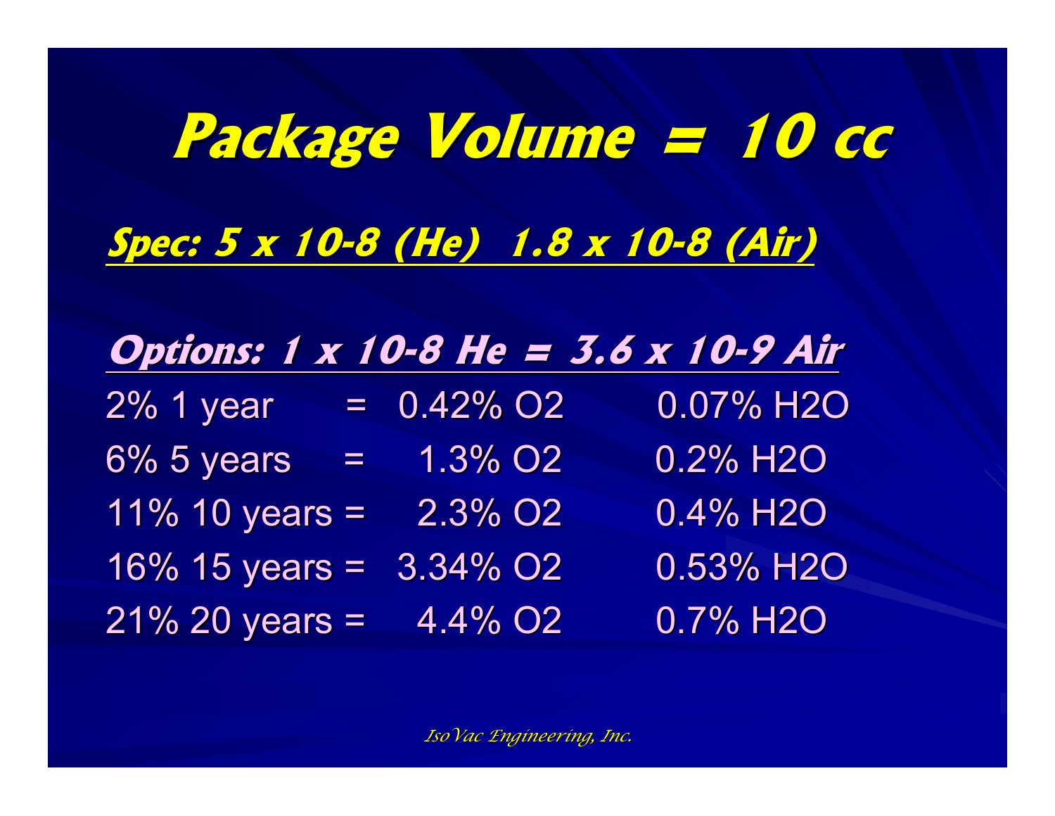# Package Volume = 10 cc

**Spec: 5 x 10-8 (He) 1.8 x 10-8 (Air)**

**Options: 1 x 10-8 He = 3.6 x 10-9 Air**

| | | | |
|---|---|---|---|
| 2% 1 year | = | 0.42% $O_2$ | 0.07% $H_2O$ |
| 6% 5 years | = | 1.3% $O_2$ | 0.2% $H_2O$ |
| 11% 10 years | = | 2.3% $O_2$ | 0.4% $H_2O$ |
| 16% 15 years | = | 3.34% $O_2$ | 0.53% $H_2O$ |
| 21% 20 years | = | 4.4% $O_2$ | 0.7% $H_2O$ |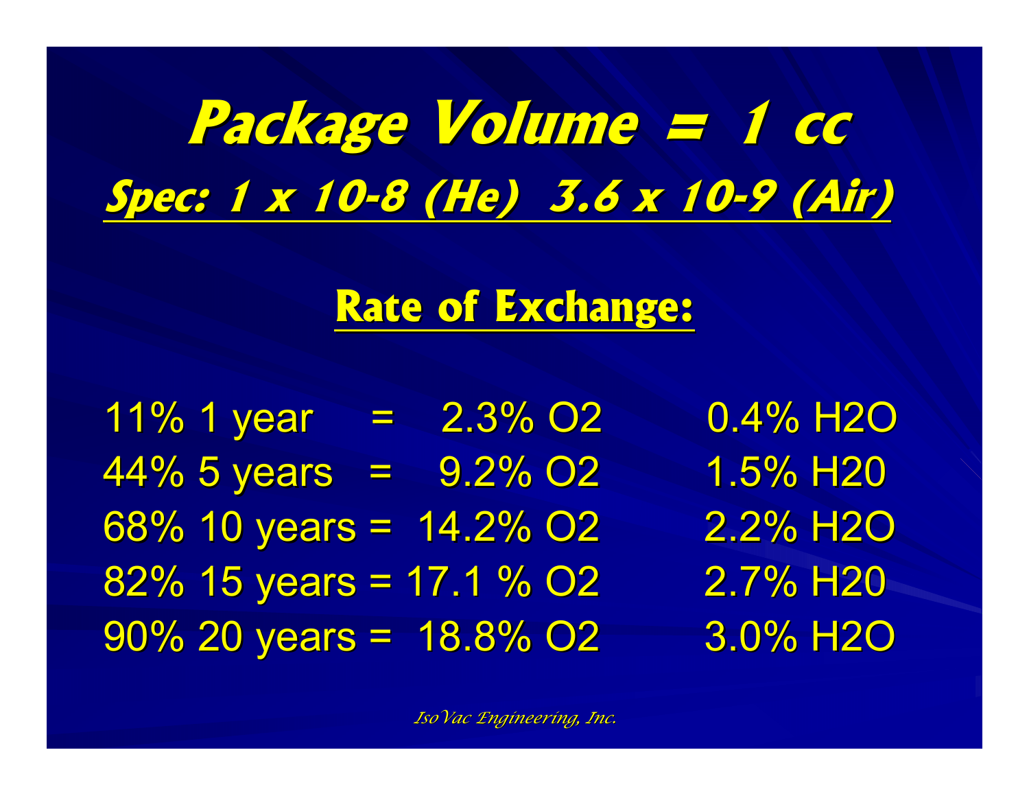# Package Volume = 1 cc

## Spec: 1 x 10-8 (He) 3.6 x 10-9 (Air)

### Rate of Exchange:

| | | | |
|---|---|---|---|
| 11% 1 year | = | 2.3% $O_2$ | 0.4% $H_2O$ |
| 44% 5 years | = | 9.2% $O_2$ | 1.5% H20 |
| 68% 10 years | = | 14.2% $O_2$ | 2.2% $H_2O$ |
| 82% 15 years | = | 17.1 % $O_2$ | 2.7% H20 |
| 90% 20 years | = | 18.8% $O_2$ | 3.0% $H_2O$ |

*IsoVac Engineering, Inc.*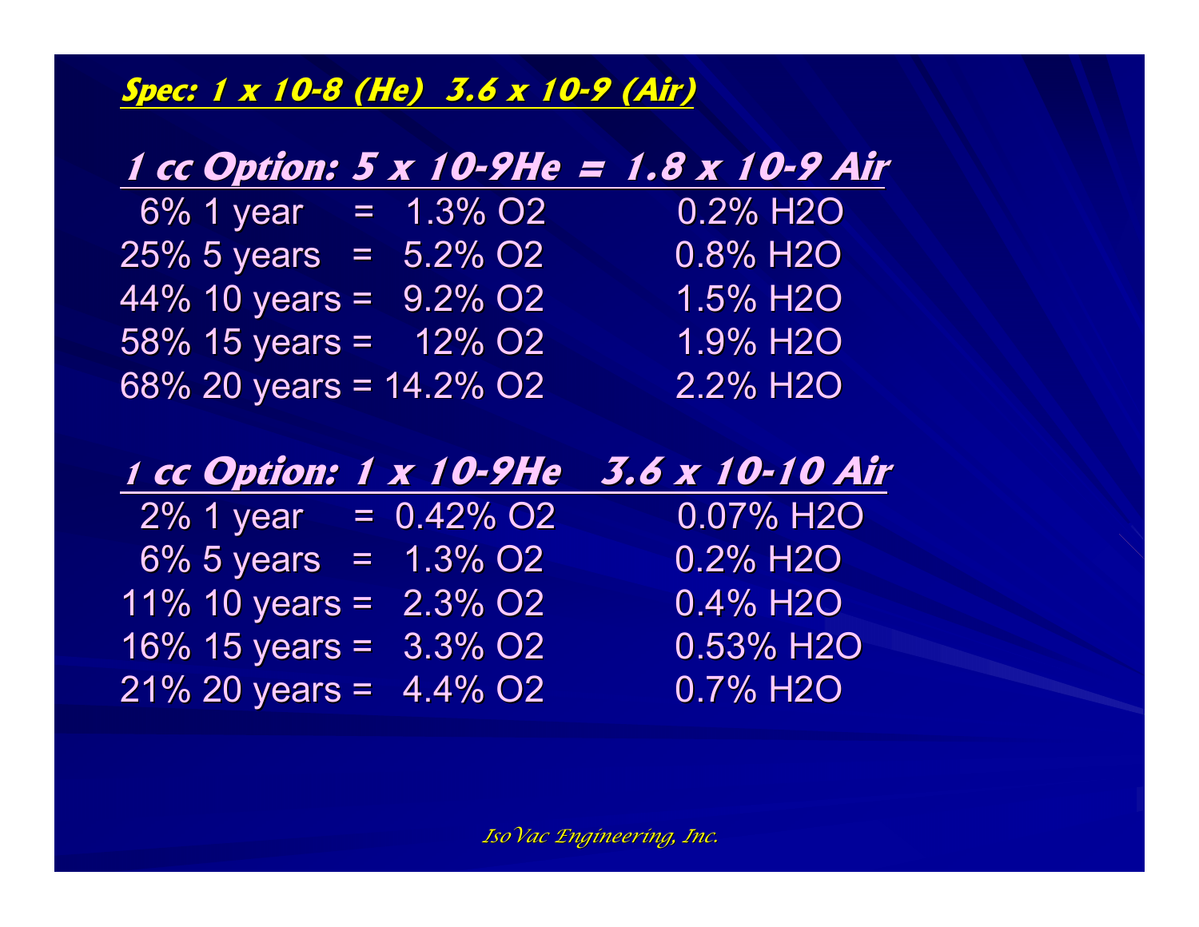***Spec: 1 x 10-8 (He) 3.6 x 10-9 (Air)***

## *1 cc Option: 5 x 10-9He = 1.8 x 10-9 Air*

| | | | |
|---|---|---|---|
| 6% 1 year | = | 1.3% $O_2$ | 0.2% $H_2O$ |
| 25% 5 years | = | 5.2% $O_2$ | 0.8% $H_2O$ |
| 44% 10 years | = | 9.2% $O_2$ | 1.5% $H_2O$ |
| 58% 15 years | = | 12% $O_2$ | 1.9% $H_2O$ |
| 68% 20 years | = | 14.2% $O_2$ | 2.2% $H_2O$ |

## *1 cc Option: 1 x 10-9He 3.6 x 10-10 Air*

| | | | |
|---|---|---|---|
| 2% 1 year | = | 0.42% $O_2$ | 0.07% $H_2O$ |
| 6% 5 years | = | 1.3% $O_2$ | 0.2% $H_2O$ |
| 11% 10 years | = | 2.3% $O_2$ | 0.4% $H_2O$ |
| 16% 15 years | = | 3.3% $O_2$ | 0.53% $H_2O$ |
| 21% 20 years | = | 4.4% $O_2$ | 0.7% $H_2O$ |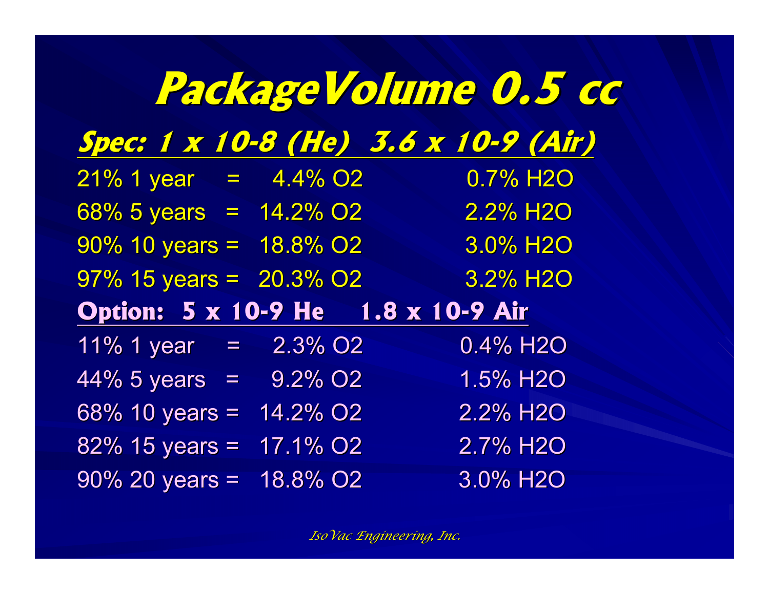# PackageVolume 0.5 cc

## Spec: 1 x 10-8 (He)  3.6 x 10-9 (Air)

| | | | |
|---|---|---|---|
| 21% 1 year | = | 4.4% $O_2$ | 0.7% $H_2O$ |
| 68% 5 years | = | 14.2% $O_2$ | 2.2% $H_2O$ |
| 90% 10 years | = | 18.8% $O_2$ | 3.0% $H_2O$ |
| 97% 15 years | = | 20.3% $O_2$ | 3.2% $H_2O$ |

## Option: 5 x 10-9 He  1.8 x 10-9 Air

| | | | |
|---|---|---|---|
| 11% 1 year | = | 2.3% $O_2$ | 0.4% $H_2O$ |
| 44% 5 years | = | 9.2% $O_2$ | 1.5% $H_2O$ |
| 68% 10 years | = | 14.2% $O_2$ | 2.2% $H_2O$ |
| 82% 15 years | = | 17.1% $O_2$ | 2.7% $H_2O$ |
| 90% 20 years | = | 18.8% $O_2$ | 3.0% $H_2O$ |

*IsoVac Engineering, Inc.*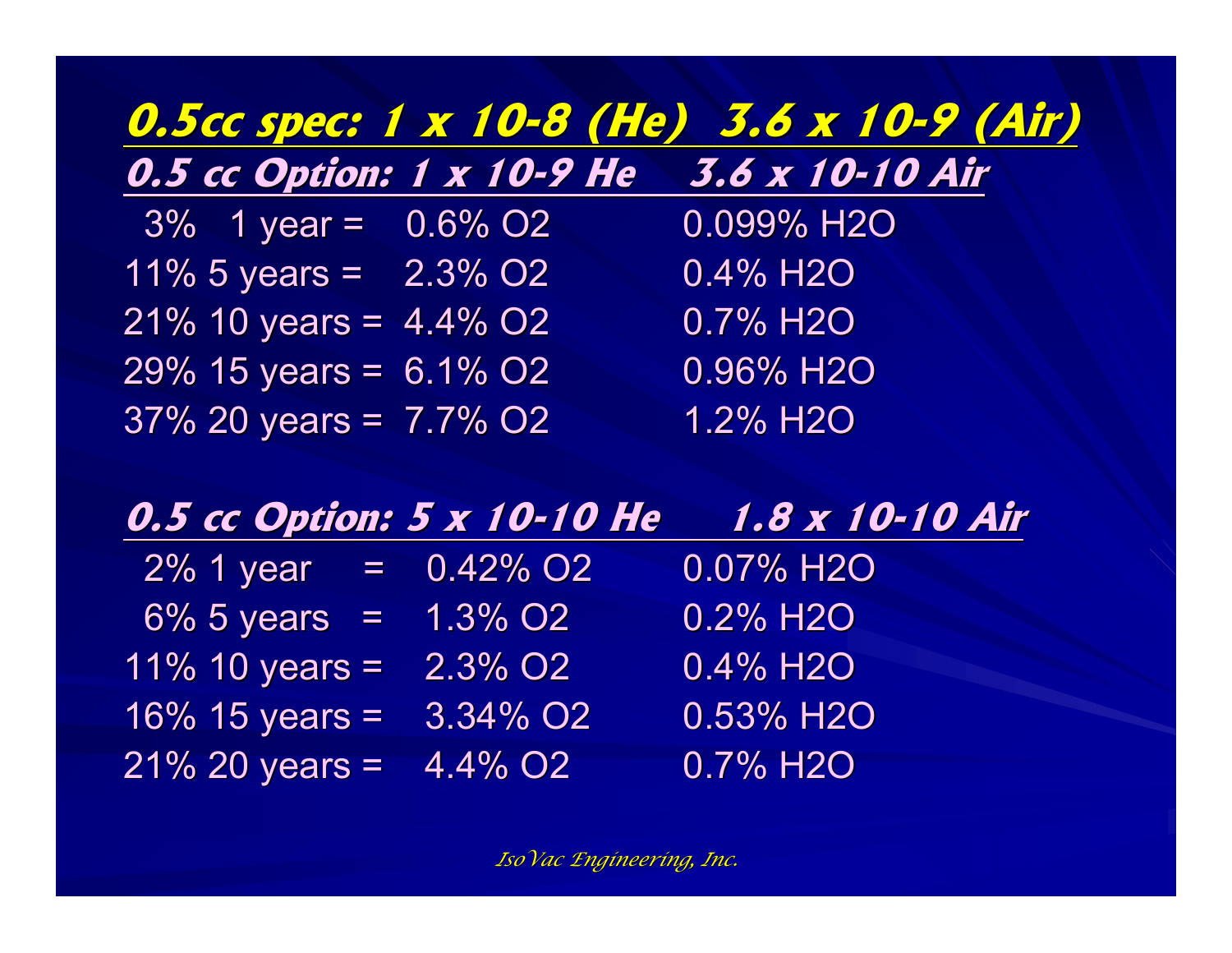## 0.5cc spec: 1 x 10-8 (He) 3.6 x 10-9 (Air)

### 0.5 cc Option: 1 x 10-9 He 3.6 x 10-10 Air

| | | |
|---|---|---|
| 3% 1 year = | 0.6% $O_2$ | 0.099% $H_2O$ |
| 11% 5 years = | 2.3% $O_2$ | 0.4% $H_2O$ |
| 21% 10 years = | 4.4% $O_2$ | 0.7% $H_2O$ |
| 29% 15 years = | 6.1% $O_2$ | 0.96% $H_2O$ |
| 37% 20 years = | 7.7% $O_2$ | 1.2% $H_2O$ |

### 0.5 cc Option: 5 x 10-10 He 1.8 x 10-10 Air

| | | |
|---|---|---|
| 2% 1 year = | 0.42% $O_2$ | 0.07% $H_2O$ |
| 6% 5 years = | 1.3% $O_2$ | 0.2% $H_2O$ |
| 11% 10 years = | 2.3% $O_2$ | 0.4% $H_2O$ |
| 16% 15 years = | 3.34% $O_2$ | 0.53% $H_2O$ |
| 21% 20 years = | 4.4% $O_2$ | 0.7% $H_2O$ |

*IsoVac Engineering, Inc.*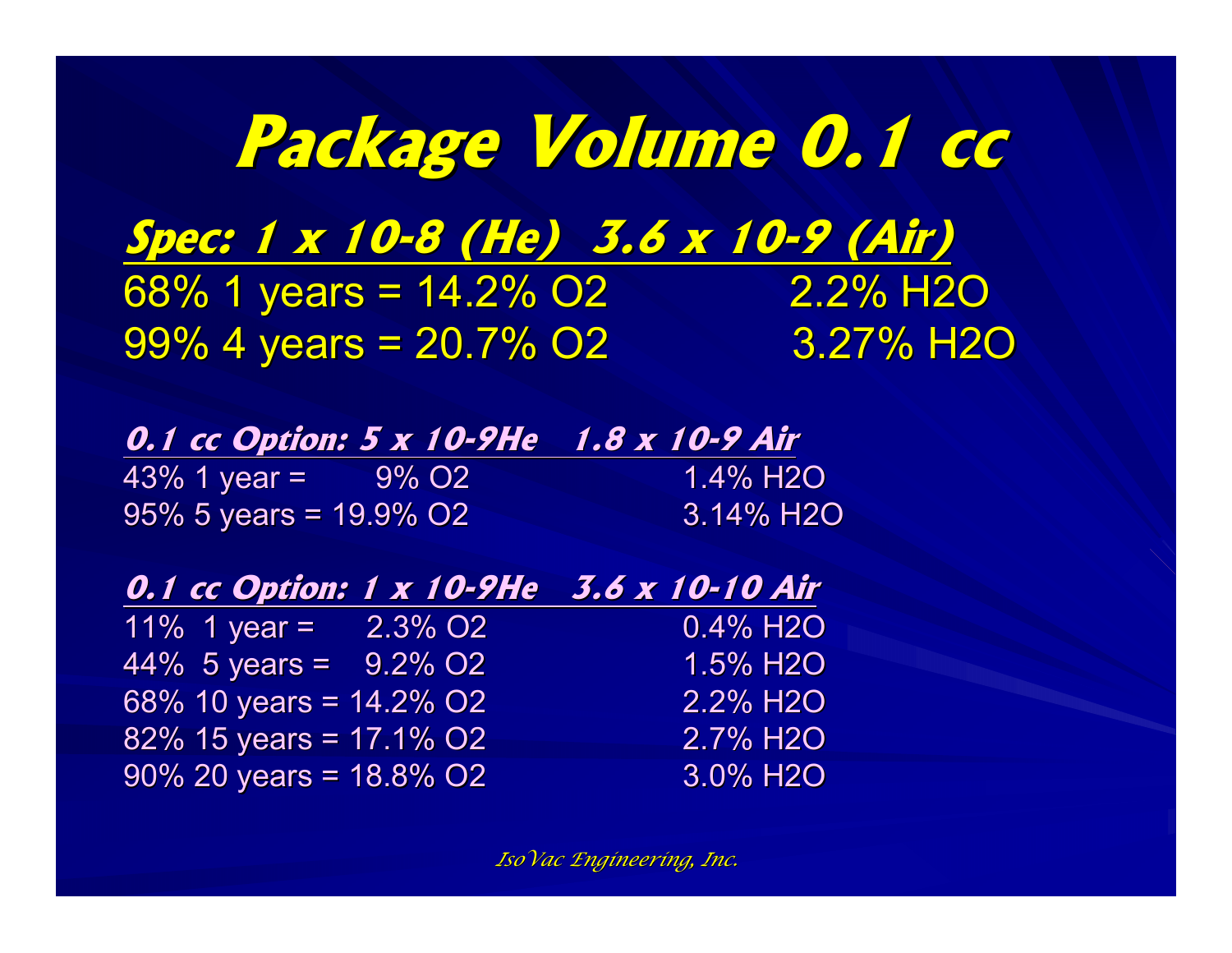# Package Volume 0.1 cc

**Spec: 1 x 10-8 (He) 3.6 x 10-9 (Air)**

| | | |
|---|---|---|
| 68% 1 years = | 14.2% $O_2$ | 2.2% $H_2O$ |
| 99% 4 years = | 20.7% $O_2$ | 3.27% $H_2O$ |

***0.1 cc Option: 5 x 10-9He 1.8 x 10-9 Air***

| | | |
|---|---|---|
| 43% 1 year = | 9% $O_2$ | 1.4% $H_2O$ |
| 95% 5 years = | 19.9% $O_2$ | 3.14% $H_2O$ |

***0.1 cc Option: 1 x 10-9He 3.6 x 10-10 Air***

| | | |
|---|---|---|
| 11% 1 year = | 2.3% $O_2$ | 0.4% $H_2O$ |
| 44% 5 years = | 9.2% $O_2$ | 1.5% $H_2O$ |
| 68% 10 years = | 14.2% $O_2$ | 2.2% $H_2O$ |
| 82% 15 years = | 17.1% $O_2$ | 2.7% $H_2O$ |
| 90% 20 years = | 18.8% $O_2$ | 3.0% $H_2O$ |

*IsoVac Engineering, Inc.*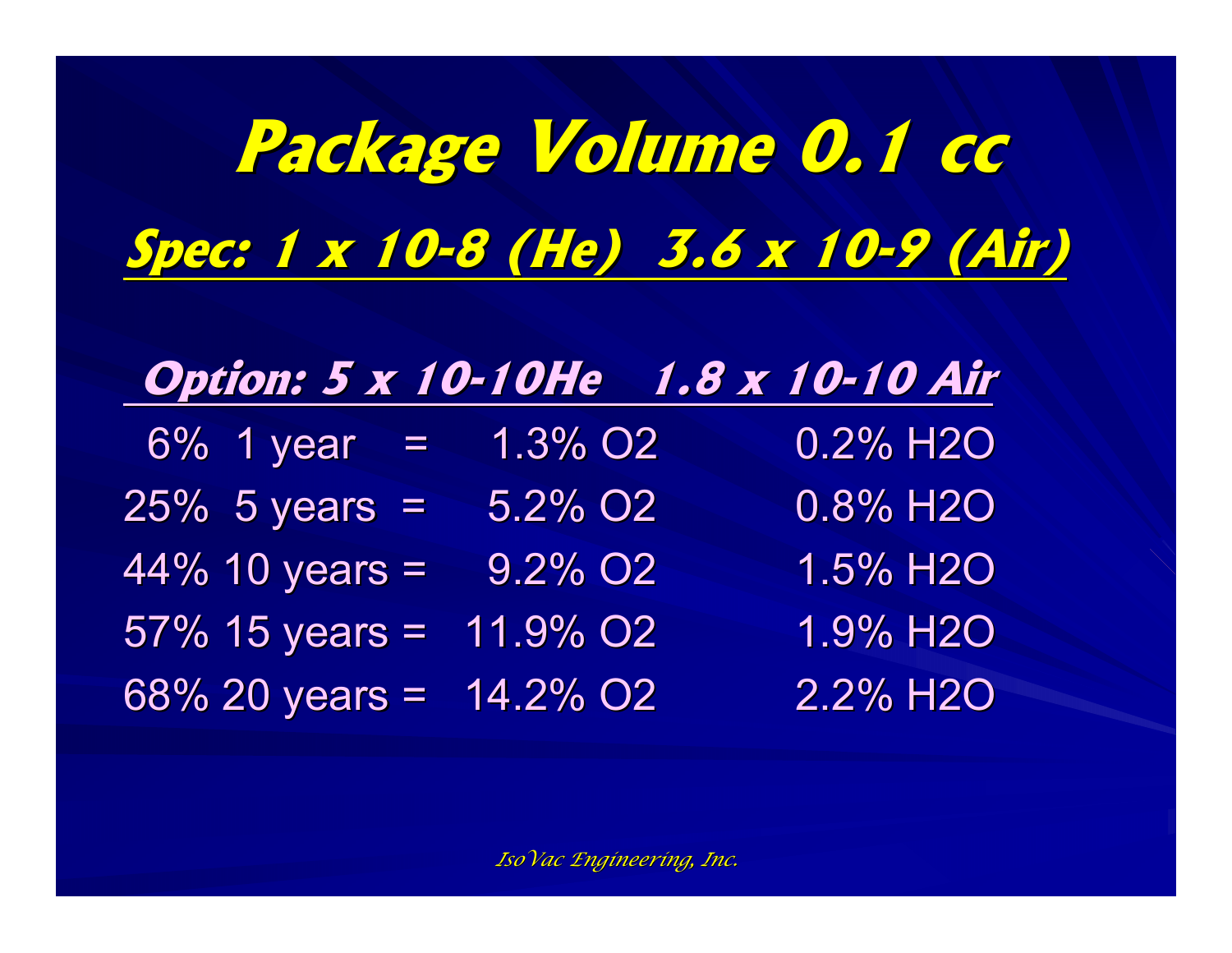# Package Volume 0.1 cc

## Spec: 1 x 10-8 (He)  3.6 x 10-9 (Air)

### Option: 5 x 10-10He   1.8 x 10-10 Air

| | | | |
|---|---|---|---|
| 6% 1 year | = | 1.3% $O_2$ | 0.2% $H_2O$ |
| 25% 5 years | = | 5.2% $O_2$ | 0.8% $H_2O$ |
| 44% 10 years | = | 9.2% $O_2$ | 1.5% $H_2O$ |
| 57% 15 years | = | 11.9% $O_2$ | 1.9% $H_2O$ |
| 68% 20 years | = | 14.2% $O_2$ | 2.2% $H_2O$ |

*IsoVac Engineering, Inc.*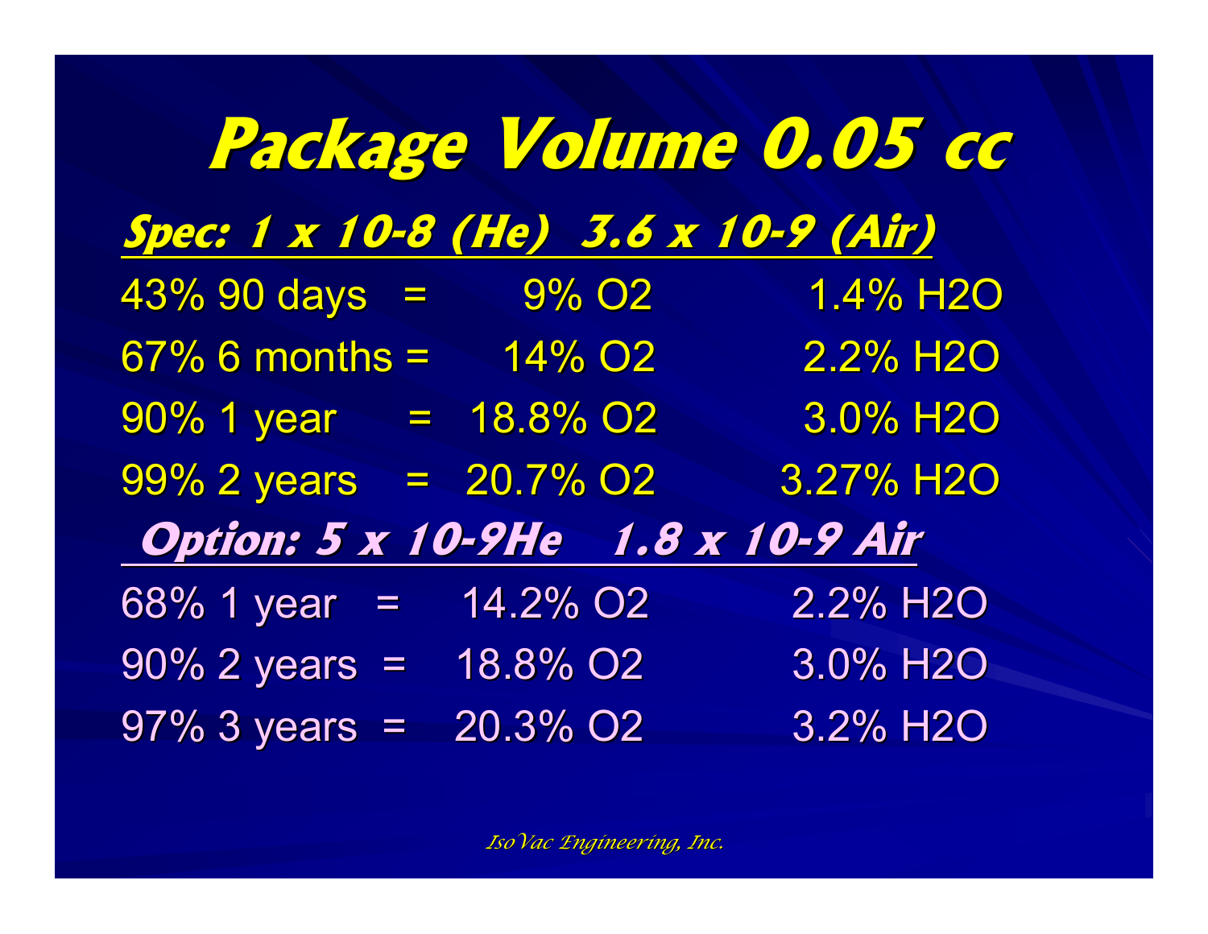# Package Volume 0.05 cc

**Spec: 1 x 10-8 (He) 3.6 x 10-9 (Air)**

| | | | |
|---|---|---|---|
| 43% 90 days | = | 9% $O_2$ | 1.4% $H_2O$ |
| 67% 6 months | = | 14% $O_2$ | 2.2% $H_2O$ |
| 90% 1 year | = | 18.8% $O_2$ | 3.0% $H_2O$ |
| 99% 2 years | = | 20.7% $O_2$ | 3.27% $H_2O$ |

**Option: 5 x 10-9He 1.8 x 10-9 Air**

| | | | |
|---|---|---|---|
| 68% 1 year | = | 14.2% $O_2$ | 2.2% $H_2O$ |
| 90% 2 years | = | 18.8% $O_2$ | 3.0% $H_2O$ |
| 97% 3 years | = | 20.3% $O_2$ | 3.2% $H_2O$ |

*IsoVac Engineering, Inc.*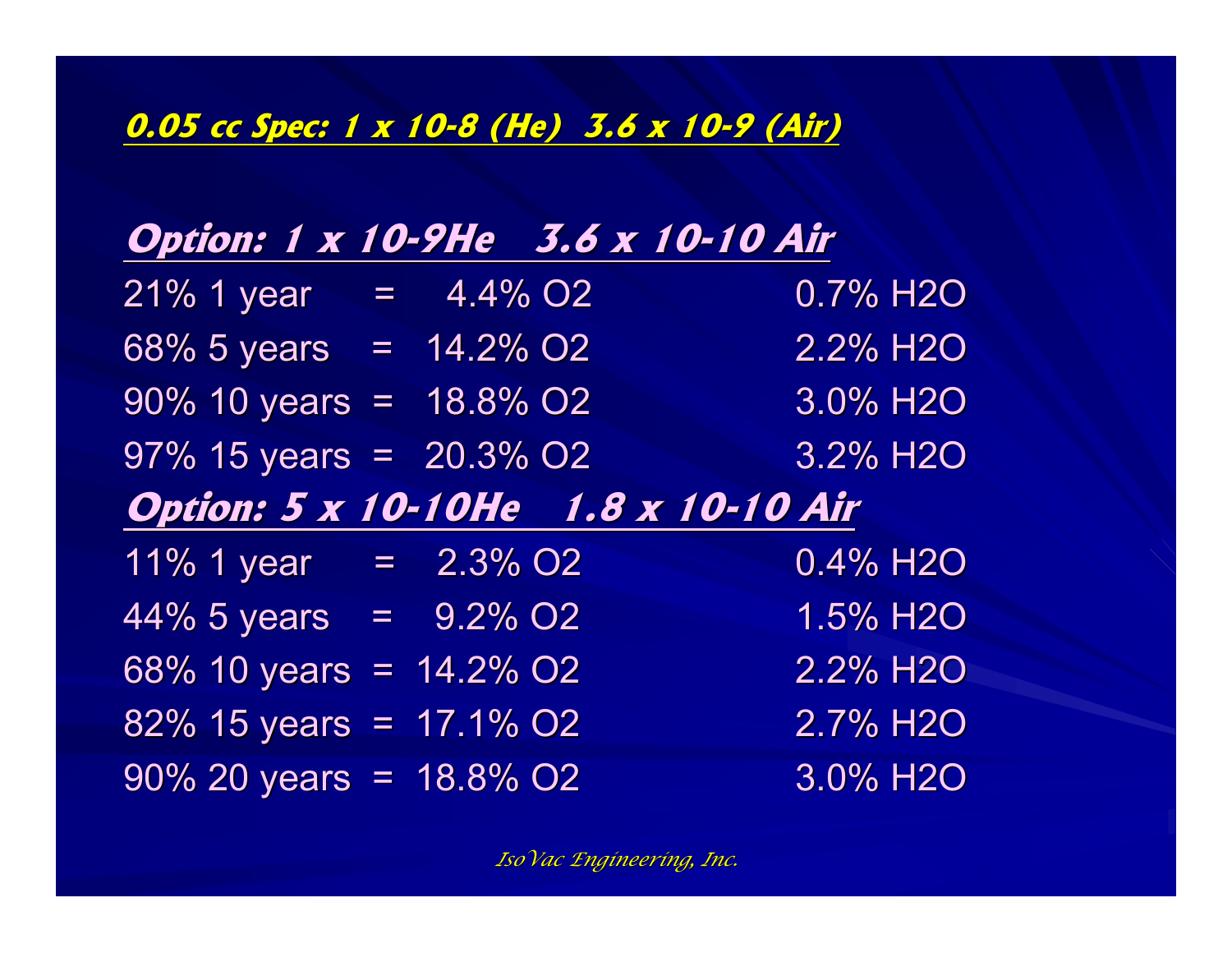**0.05 cc Spec: 1 x 10-8 (He) 3.6 x 10-9 (Air)**

## Option: 1 x 10-9He 3.6 x 10-10 Air

| | | | |
|---|---|---|---|
| 21% 1 year | = | 4.4% $O_2$ | 0.7% $H_2O$ |
| 68% 5 years | = | 14.2% $O_2$ | 2.2% $H_2O$ |
| 90% 10 years | = | 18.8% $O_2$ | 3.0% $H_2O$ |
| 97% 15 years | = | 20.3% $O_2$ | 3.2% $H_2O$ |

## Option: 5 x 10-10He 1.8 x 10-10 Air

| | | | |
|---|---|---|---|
| 11% 1 year | = | 2.3% $O_2$ | 0.4% $H_2O$ |
| 44% 5 years | = | 9.2% $O_2$ | 1.5% $H_2O$ |
| 68% 10 years | = | 14.2% $O_2$ | 2.2% $H_2O$ |
| 82% 15 years | = | 17.1% $O_2$ | 2.7% $H_2O$ |
| 90% 20 years | = | 18.8% $O_2$ | 3.0% $H_2O$ |

*IsoVac Engineering, Inc.*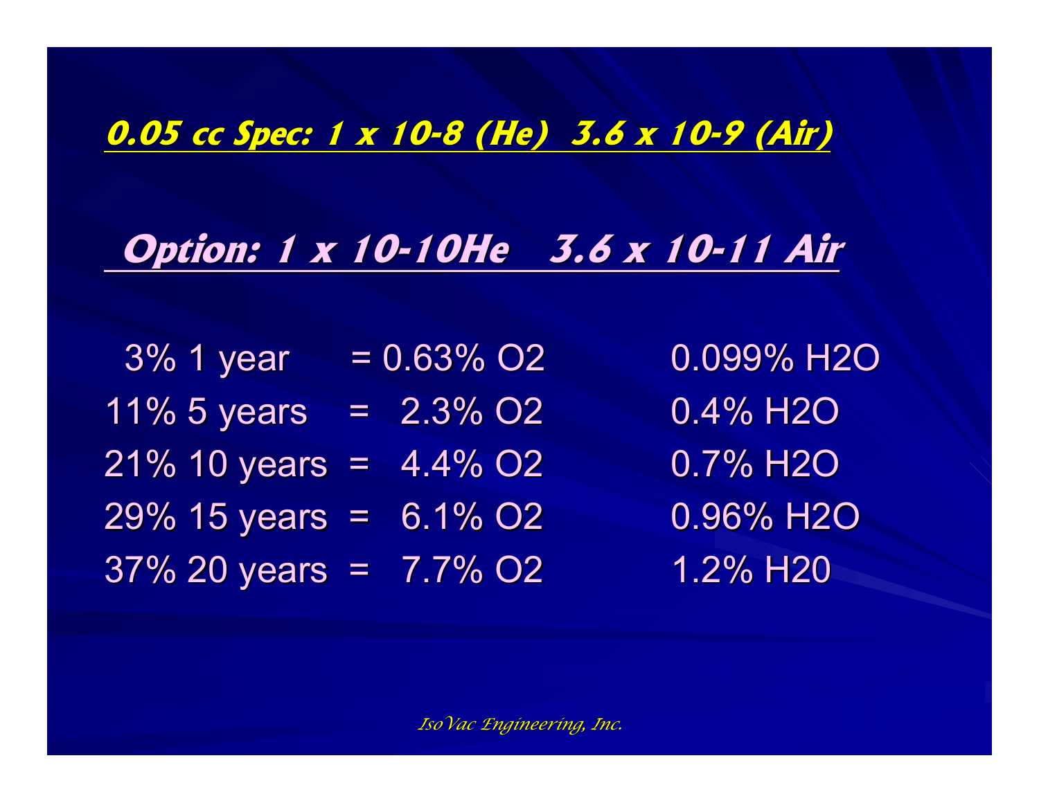**0.05 cc Spec: 1 x 10-8 (He) 3.6 x 10-9 (Air)**

## Option: 1 x 10-10He 3.6 x 10-11 Air

| | | | |
|---|---|---|---|
| 3% 1 year | = | 0.63% $O_2$ | 0.099% $H_2O$ |
| 11% 5 years | = | 2.3% $O_2$ | 0.4% $H_2O$ |
| 21% 10 years | = | 4.4% $O_2$ | 0.7% $H_2O$ |
| 29% 15 years | = | 6.1% $O_2$ | 0.96% $H_2O$ |
| 37% 20 years | = | 7.7% $O_2$ | 1.2% H20 |

*IsoVac Engineering, Inc.*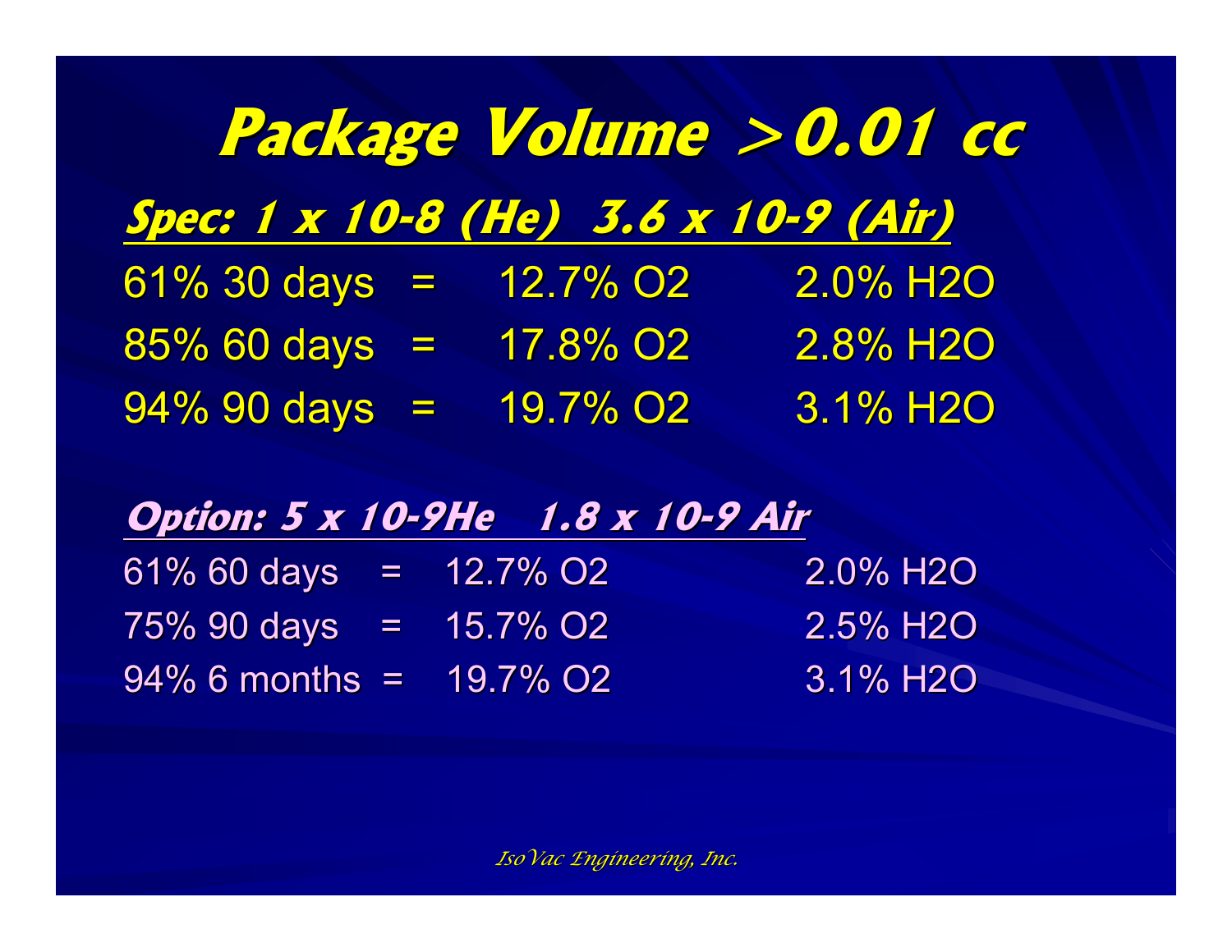# Package Volume >0.01 cc

## Spec: 1 x 10-8 (He) 3.6 x 10-9 (Air)

| | | | |
|---|---|---|---|
| 61% 30 days | = | 12.7% $O_2$ | 2.0% $H_2O$ |
| 85% 60 days | = | 17.8% $O_2$ | 2.8% $H_2O$ |
| 94% 90 days | = | 19.7% $O_2$ | 3.1% $H_2O$ |

## Option: 5 x 10-9He 1.8 x 10-9 Air

| | | | |
|---|---|---|---|
| 61% 60 days | = | 12.7% $O_2$ | 2.0% $H_2O$ |
| 75% 90 days | = | 15.7% $O_2$ | 2.5% $H_2O$ |
| 94% 6 months | = | 19.7% $O_2$ | 3.1% $H_2O$ |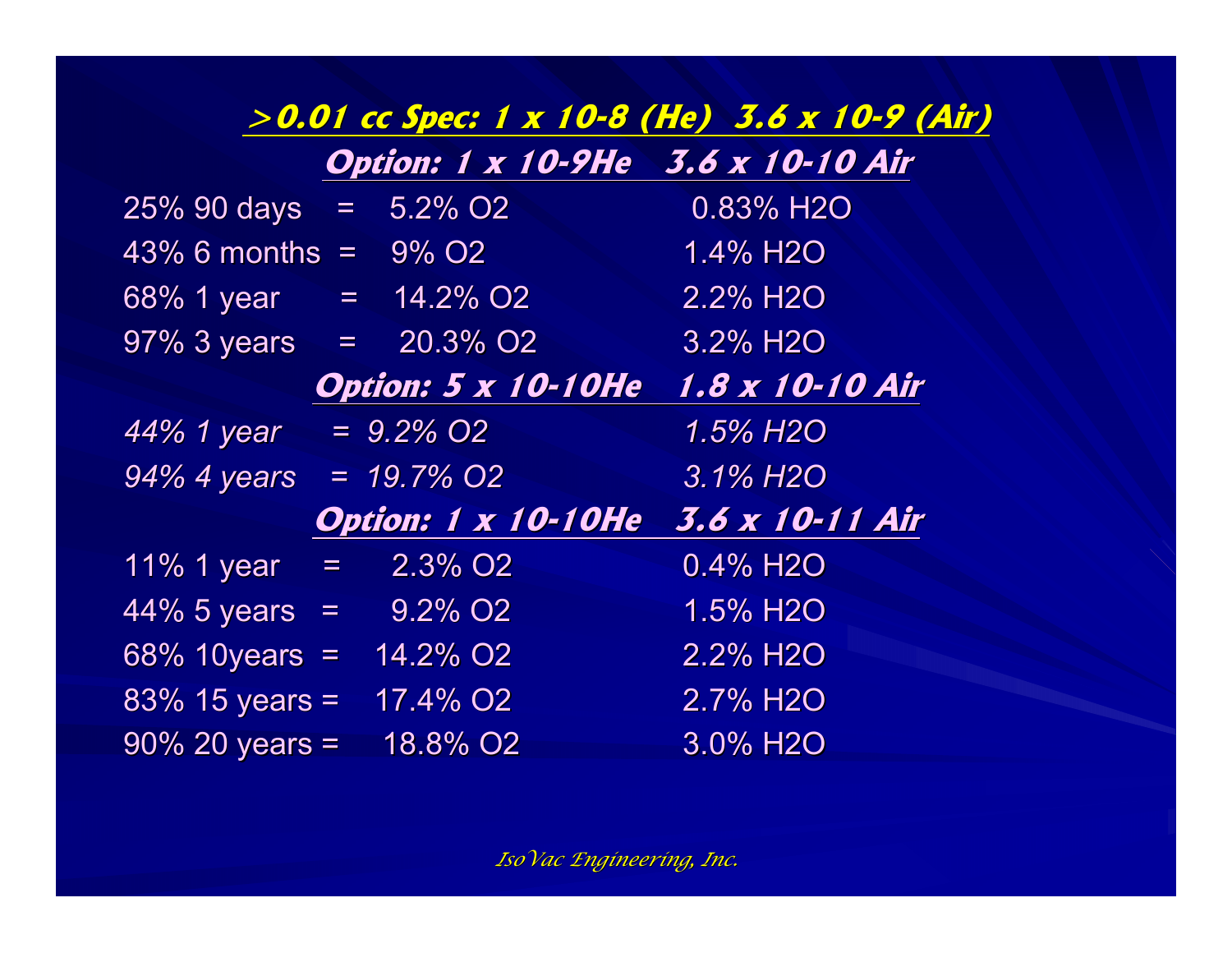## ***>0.01 cc Spec: 1 x 10-8 (He) 3.6 x 10-9 (Air)***

### ***Option: 1 x 10-9He 3.6 x 10-10 Air***

| | | |
|---|---|---|
| 25% 90 days = | 5.2% $O_2$ | 0.83% $H_2O$ |
| 43% 6 months = | 9% $O_2$ | 1.4% $H_2O$ |
| 68% 1 year = | 14.2% $O_2$ | 2.2% $H_2O$ |
| 97% 3 years = | 20.3% $O_2$ | 3.2% $H_2O$ |

### ***Option: 5 x 10-10He 1.8 x 10-10 Air***

| | | |
|---|---|---|
| *44% 1 year =* | *9.2% $O_2$* | *1.5% $H_2O$* |
| *94% 4 years =* | *19.7% $O_2$* | *3.1% $H_2O$* |

### ***Option: 1 x 10-10He 3.6 x 10-11 Air***

| | | |
|---|---|---|
| 11% 1 year = | 2.3% $O_2$ | 0.4% $H_2O$ |
| 44% 5 years = | 9.2% $O_2$ | 1.5% $H_2O$ |
| 68% 10years = | 14.2% $O_2$ | 2.2% $H_2O$ |
| 83% 15 years = | 17.4% $O_2$ | 2.7% $H_2O$ |
| 90% 20 years = | 18.8% $O_2$ | 3.0% $H_2O$ |

*IsoVac Engineering, Inc.*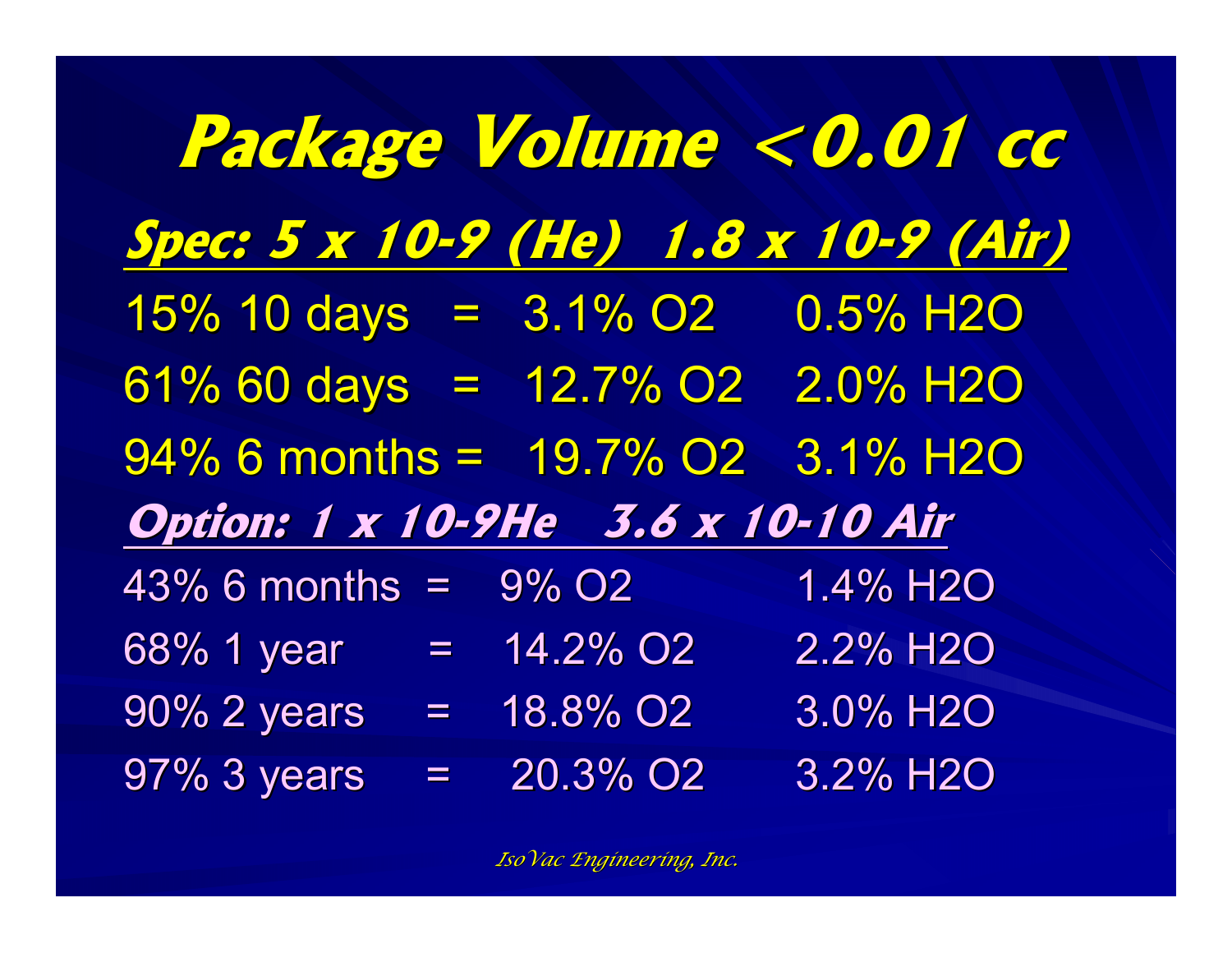# Package Volume <0.01 cc

**Spec: 5 x 10-9 (He) 1.8 x 10-9 (Air)**

15% 10 days = 3.1% $O_2$ 0.5% $H_2O$

61% 60 days = 12.7% $O_2$ 2.0% $H_2O$

94% 6 months = 19.7% $O_2$ 3.1% $H_2O$

**Option: 1 x 10-9He 3.6 x 10-10 Air**

43% 6 months = 9% $O_2$ 1.4% $H_2O$

68% 1 year = 14.2% $O_2$ 2.2% $H_2O$

90% 2 years = 18.8% $O_2$ 3.0% $H_2O$

97% 3 years = 20.3% $O_2$ 3.2% $H_2O$

*IsoVac Engineering, Inc.*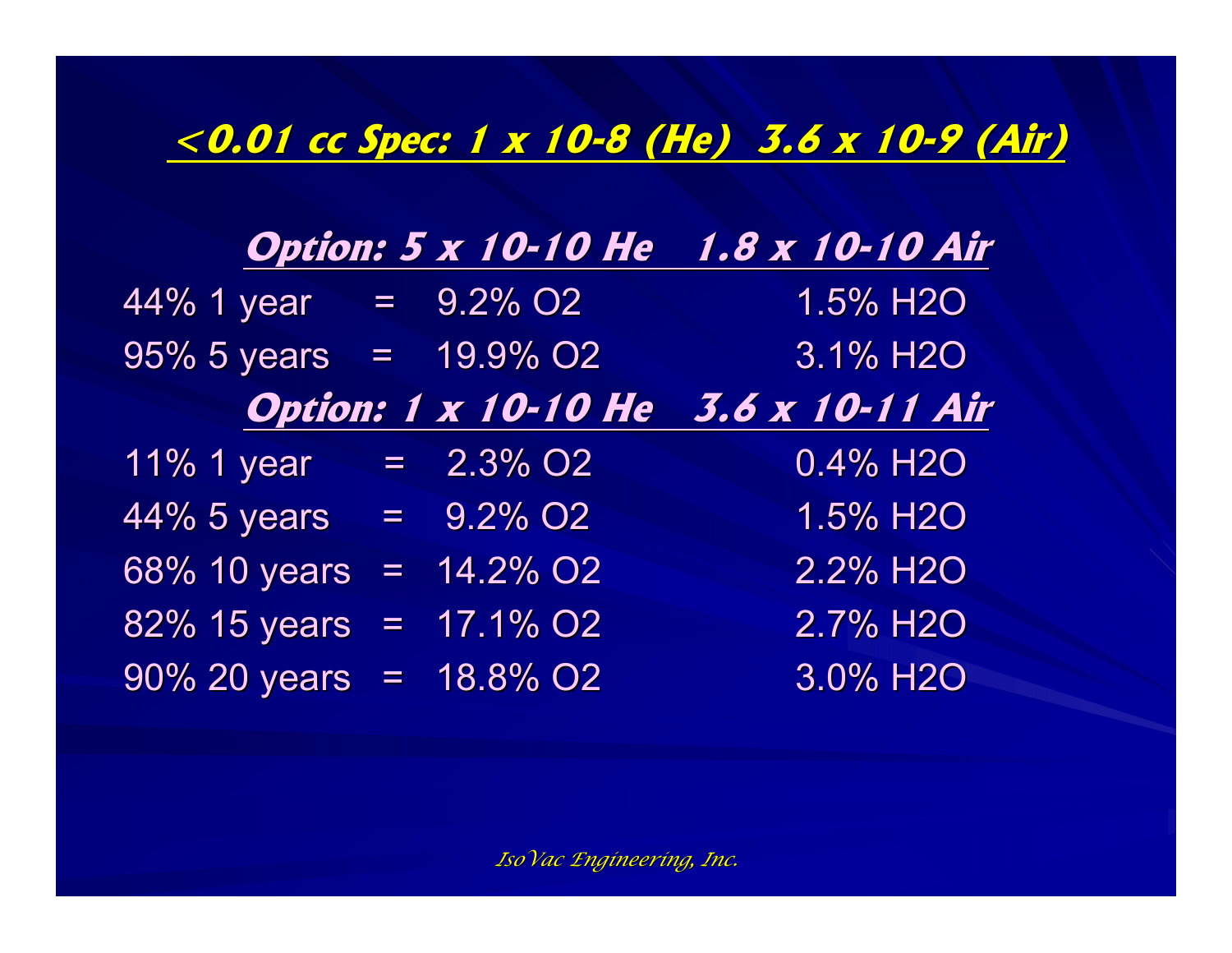## <0.01 cc Spec: 1 x 10-8 (He) 3.6 x 10-9 (Air)

### Option: 5 x 10-10 He 1.8 x 10-10 Air

| | | | |
|---|---|---|---|
| 44% 1 year | = | 9.2% $O_2$ | 1.5% $H_2O$ |
| 95% 5 years | = | 19.9% $O_2$ | 3.1% $H_2O$ |

### Option: 1 x 10-10 He 3.6 x 10-11 Air

| | | | |
|---|---|---|---|
| 11% 1 year | = | 2.3% $O_2$ | 0.4% $H_2O$ |
| 44% 5 years | = | 9.2% $O_2$ | 1.5% $H_2O$ |
| 68% 10 years | = | 14.2% $O_2$ | 2.2% $H_2O$ |
| 82% 15 years | = | 17.1% $O_2$ | 2.7% $H_2O$ |
| 90% 20 years | = | 18.8% $O_2$ | 3.0% $H_2O$ |

*IsoVac Engineering, Inc.*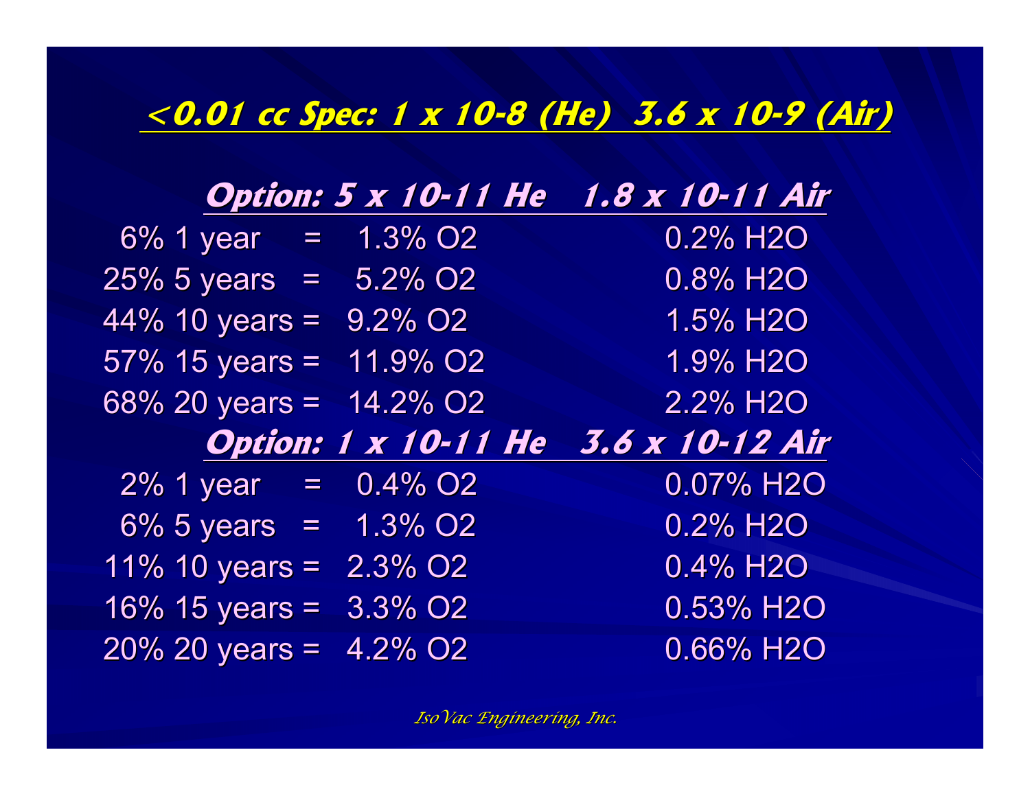## <0.01 cc Spec: 1 x 10-8 (He) 3.6 x 10-9 (Air)

### Option: 5 x 10-11 He 1.8 x 10-11 Air

| | | |
|---|---|---|
| 6% 1 year = | 1.3% $O_2$ | 0.2% $H_2O$ |
| 25% 5 years = | 5.2% $O_2$ | 0.8% $H_2O$ |
| 44% 10 years = | 9.2% $O_2$ | 1.5% $H_2O$ |
| 57% 15 years = | 11.9% $O_2$ | 1.9% $H_2O$ |
| 68% 20 years = | 14.2% $O_2$ | 2.2% $H_2O$ |

### Option: 1 x 10-11 He 3.6 x 10-12 Air

| | | |
|---|---|---|
| 2% 1 year = | 0.4% $O_2$ | 0.07% $H_2O$ |
| 6% 5 years = | 1.3% $O_2$ | 0.2% $H_2O$ |
| 11% 10 years = | 2.3% $O_2$ | 0.4% $H_2O$ |
| 16% 15 years = | 3.3% $O_2$ | 0.53% $H_2O$ |
| 20% 20 years = | 4.2% $O_2$ | 0.66% $H_2O$ |

*IsoVac Engineering, Inc.*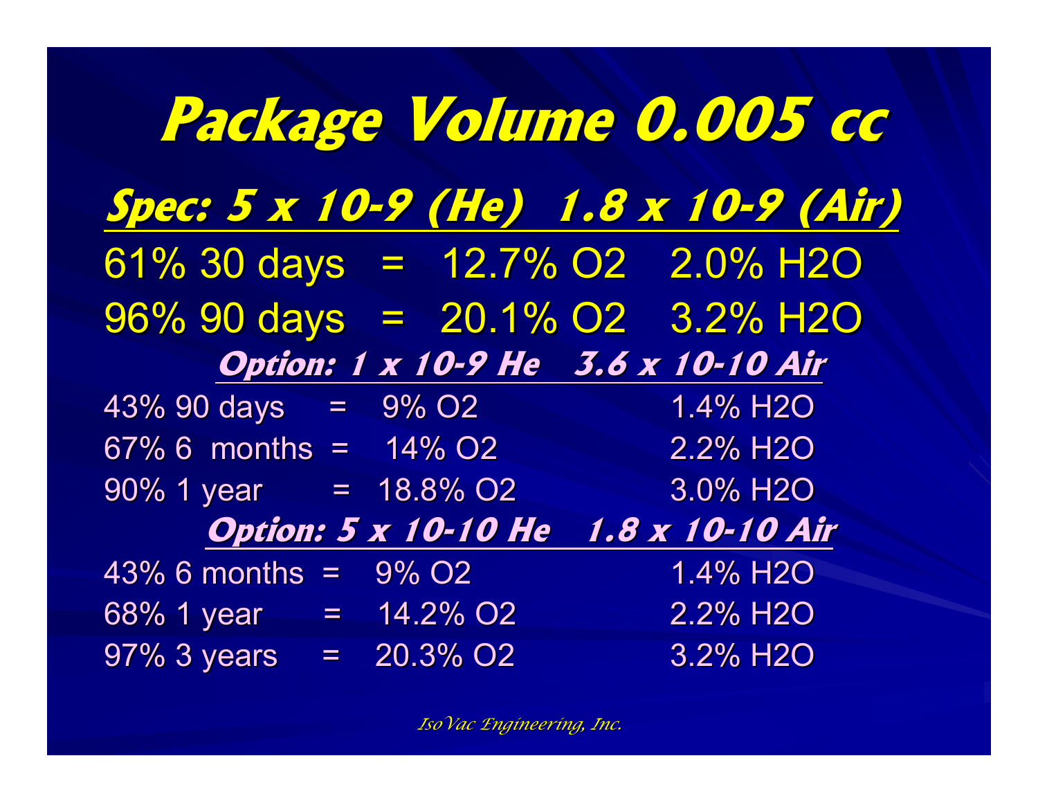# Package Volume 0.005 cc

## Spec: 5 x 10-9 (He) 1.8 x 10-9 (Air)

61% 30 days = 12.7% $O_2$ 2.0% $H_2O$

96% 90 days = 20.1% $O_2$ 3.2% $H_2O$

### Option: 1 x 10-9 He 3.6 x 10-10 Air

43% 90 days = 9% $O_2$ 1.4% $H_2O$

67% 6 months = 14% $O_2$ 2.2% $H_2O$

90% 1 year = 18.8% $O_2$ 3.0% $H_2O$

### Option: 5 x 10-10 He 1.8 x 10-10 Air

43% 6 months = 9% $O_2$ 1.4% $H_2O$

68% 1 year = 14.2% $O_2$ 2.2% $H_2O$

97% 3 years = 20.3% $O_2$ 3.2% $H_2O$

*IsoVac Engineering, Inc.*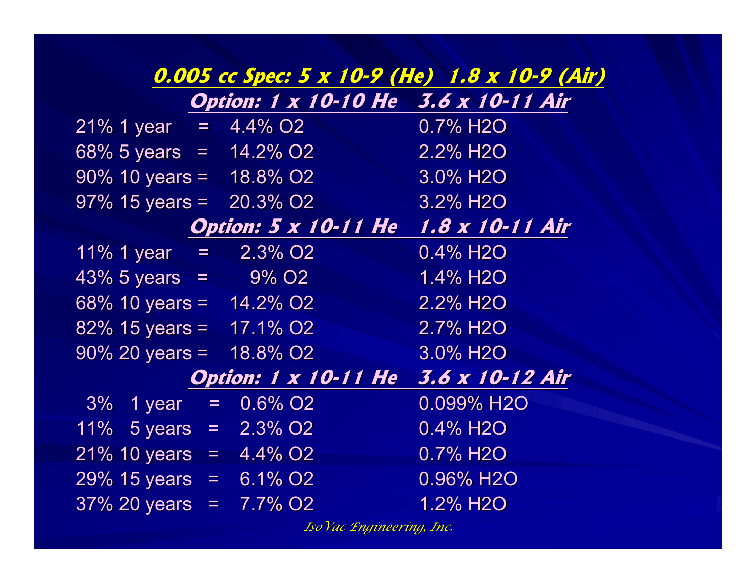## 0.005 cc Spec: $5 \times 10^{-9}$ (He) $1.8 \times 10^{-9}$ (Air)

### Option: $1 \times 10^{-10}$ He $3.6 \times 10^{-11}$ Air

| | | | |
|---|---|---|---|
| 21% 1 year | = | 4.4% $O_2$ | 0.7% $H_2O$ |
| 68% 5 years | = | 14.2% $O_2$ | 2.2% $H_2O$ |
| 90% 10 years | = | 18.8% $O_2$ | 3.0% $H_2O$ |
| 97% 15 years | = | 20.3% $O_2$ | 3.2% $H_2O$ |

### Option: $5 \times 10^{-11}$ He $1.8 \times 10^{-11}$ Air

| | | | |
|---|---|---|---|
| 11% 1 year | = | 2.3% $O_2$ | 0.4% $H_2O$ |
| 43% 5 years | = | 9% $O_2$ | 1.4% $H_2O$ |
| 68% 10 years | = | 14.2% $O_2$ | 2.2% $H_2O$ |
| 82% 15 years | = | 17.1% $O_2$ | 2.7% $H_2O$ |
| 90% 20 years | = | 18.8% $O_2$ | 3.0% $H_2O$ |

### Option: $1 \times 10^{-11}$ He $3.6 \times 10^{-12}$ Air

| | | | |
|---|---|---|---|
| 3% 1 year | = | 0.6% $O_2$ | 0.099% $H_2O$ |
| 11% 5 years | = | 2.3% $O_2$ | 0.4% $H_2O$ |
| 21% 10 years | = | 4.4% $O_2$ | 0.7% $H_2O$ |
| 29% 15 years | = | 6.1% $O_2$ | 0.96% $H_2O$ |
| 37% 20 years | = | 7.7% $O_2$ | 1.2% $H_2O$ |

*IsoVac Engineering, Inc.*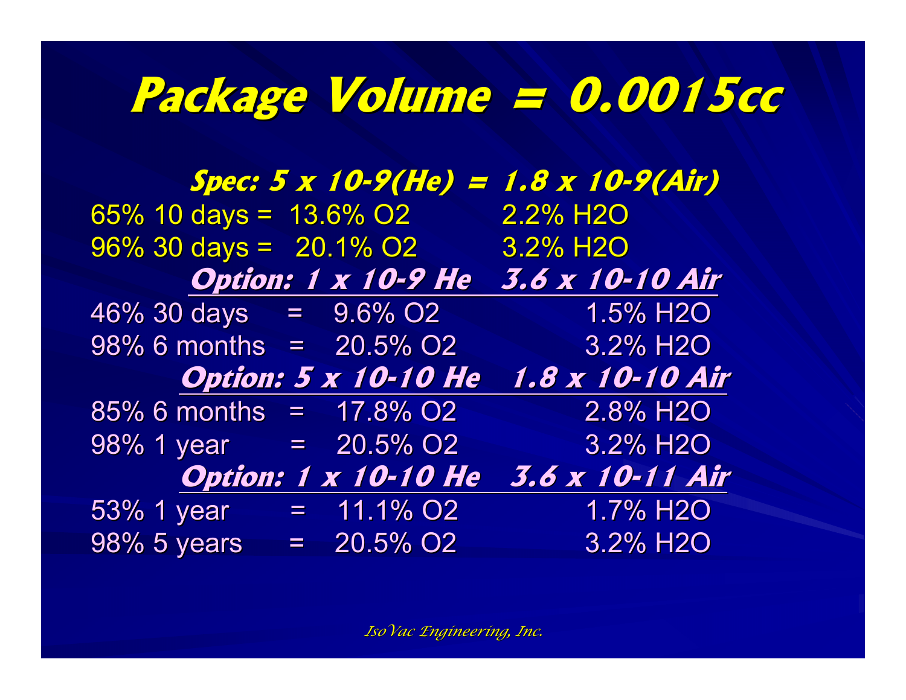# Package Volume = 0.0015cc

***Spec: 5 x 10-9(He) = 1.8 x 10-9(Air)***

65% 10 days = 13.6% $O_2$ 2.2% $H_2O$

96% 30 days = 20.1% $O_2$ 3.2% $H_2O$

***Option: 1 x 10-9 He 3.6 x 10-10 Air***

46% 30 days = 9.6% $O_2$ 1.5% $H_2O$

98% 6 months = 20.5% $O_2$ 3.2% $H_2O$

***Option: 5 x 10-10 He 1.8 x 10-10 Air***

85% 6 months = 17.8% $O_2$ 2.8% $H_2O$

98% 1 year = 20.5% $O_2$ 3.2% $H_2O$

***Option: 1 x 10-10 He 3.6 x 10-11 Air***

53% 1 year = 11.1% $O_2$ 1.7% $H_2O$

98% 5 years = 20.5% $O_2$ 3.2% $H_2O$

*IsoVac Engineering, Inc.*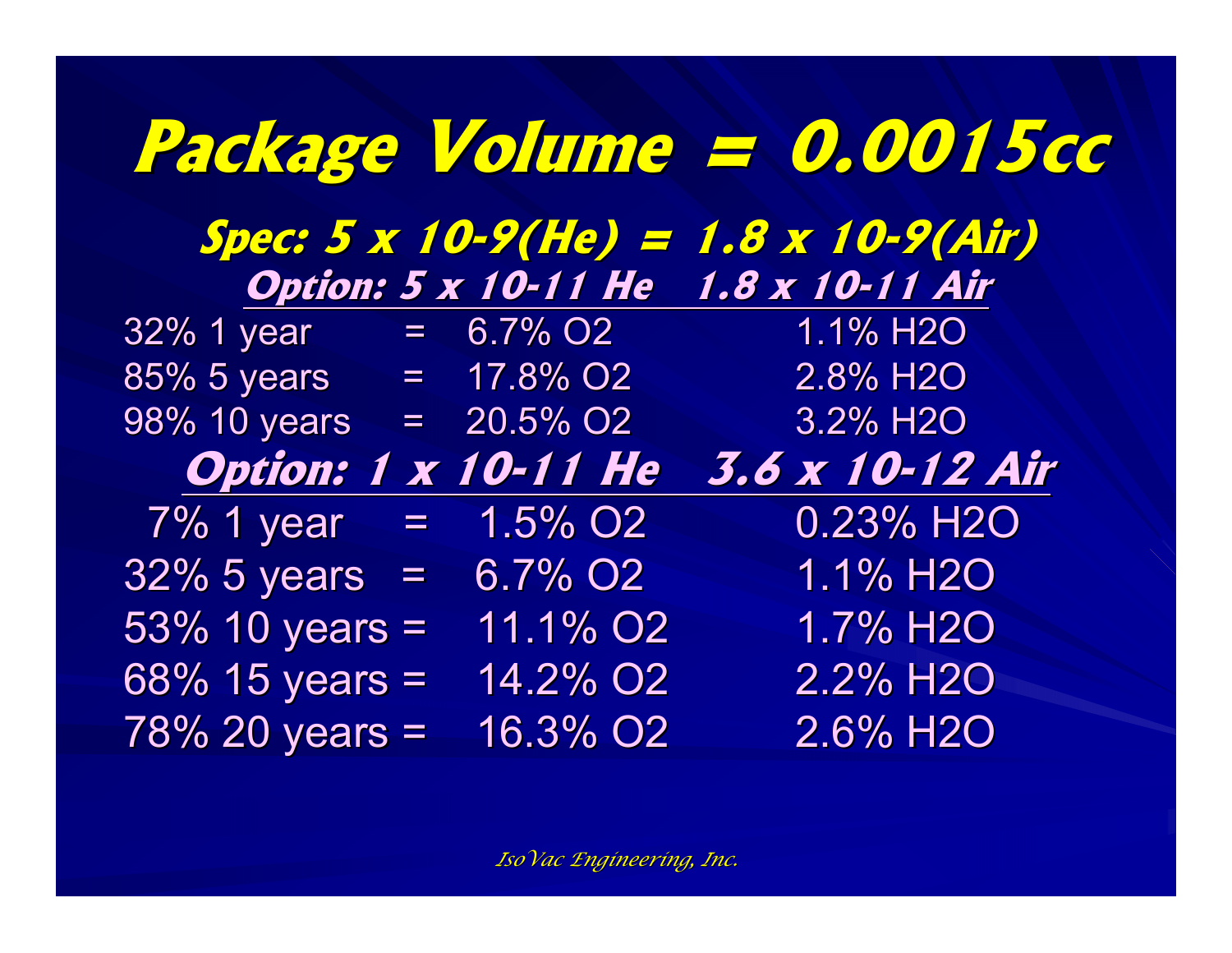# Package Volume = 0.0015cc

**Spec: 5 x 10-9(He) = 1.8 x 10-9(Air)**

**Option: 5 x 10-11 He 1.8 x 10-11 Air**

| | | | |
|---|---|---|---|
| 32% 1 year | = | 6.7% $O_2$ | 1.1% $H_2O$ |
| 85% 5 years | = | 17.8% $O_2$ | 2.8% $H_2O$ |
| 98% 10 years | = | 20.5% $O_2$ | 3.2% $H_2O$ |

**Option: 1 x 10-11 He 3.6 x 10-12 Air**

| | | | |
|---|---|---|---|
| 7% 1 year | = | 1.5% $O_2$ | 0.23% $H_2O$ |
| 32% 5 years | = | 6.7% $O_2$ | 1.1% $H_2O$ |
| 53% 10 years | = | 11.1% $O_2$ | 1.7% $H_2O$ |
| 68% 15 years | = | 14.2% $O_2$ | 2.2% $H_2O$ |
| 78% 20 years | = | 16.3% $O_2$ | 2.6% $H_2O$ |

*IsoVac Engineering, Inc.*